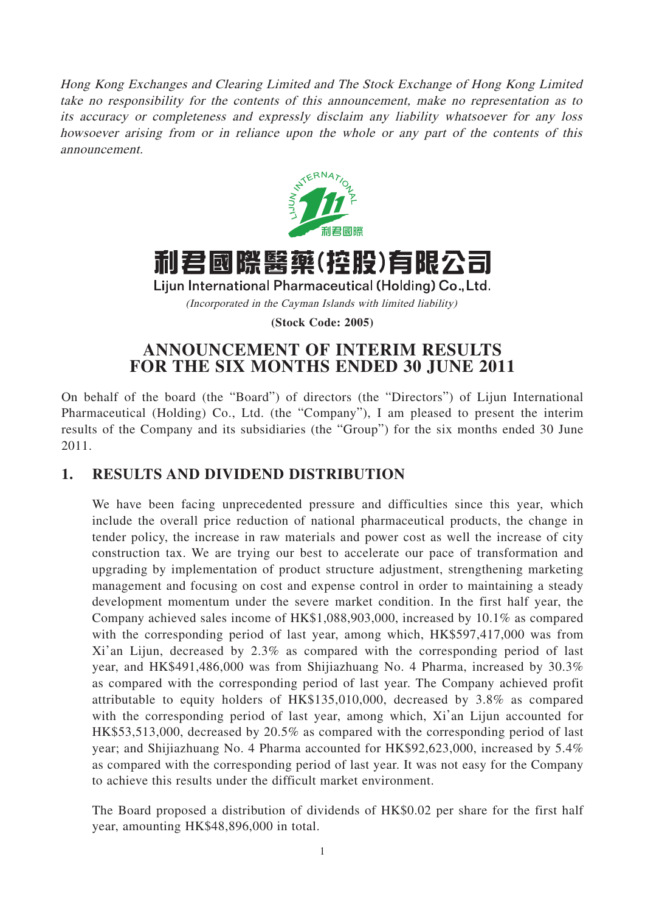*Hong Kong Exchanges and Clearing Limited and The Stock Exchange of Hong Kong Limited take no responsibility for the contents of this announcement, make no representation as to its accuracy or completeness and expressly disclaim any liability whatsoever for any loss howsoever arising from or in reliance upon the whole or any part of the contents of this announcement.*

# 利君國際醫藥(控股)有限公司

**Lijun International Pharmaceutical (Holding) Co., Ltd.**

*(Incorporated in the Cayman Islands with limited liability)*

**(Stock Code: 2005)**

# ANNOUNCEMENT OF INTERIM RESULTS FOR THE SIX MONTHS ENDED 30 JUNE 2011

On behalf of the board (the "Board") of directors (the "Directors") of Lijun International Pharmaceutical (Holding) Co., Ltd. (the "Company"), I am pleased to present the interim results of the Company and its subsidiaries (the "Group") for the six months ended 30 June 2011.

## 1. RESULTS AND DIVIDEND DISTRIBUTION

We have been facing unprecedented pressure and difficulties since this year, which include the overall price reduction of national pharmaceutical products, the change in tender policy, the increase in raw materials and power cost as well the increase of city construction tax. We are trying our best to accelerate our pace of transformation and upgrading by implementation of product structure adjustment, strengthening marketing management and focusing on cost and expense control in order to maintaining a steady development momentum under the severe market condition. In the first half year, the Company achieved sales income of HK$1,088,903,000, increased by 10.1% as compared with the corresponding period of last year, among which, HK$597,417,000 was from Xi'an Lijun, decreased by 2.3% as compared with the corresponding period of last year, and HK$491,486,000 was from Shijiazhuang No. 4 Pharma, increased by 30.3% as compared with the corresponding period of last year. The Company achieved profit attributable to equity holders of HK$135,010,000, decreased by 3.8% as compared with the corresponding period of last year, among which, Xi'an Lijun accounted for HK$53,513,000, decreased by 20.5% as compared with the corresponding period of last year; and Shijiazhuang No. 4 Pharma accounted for HK$92,623,000, increased by 5.4% as compared with the corresponding period of last year. It was not easy for the Company to achieve this results under the difficult market environment.

The Board proposed a distribution of dividends of HK$0.02 per share for the first half year, amounting HK$48,896,000 in total.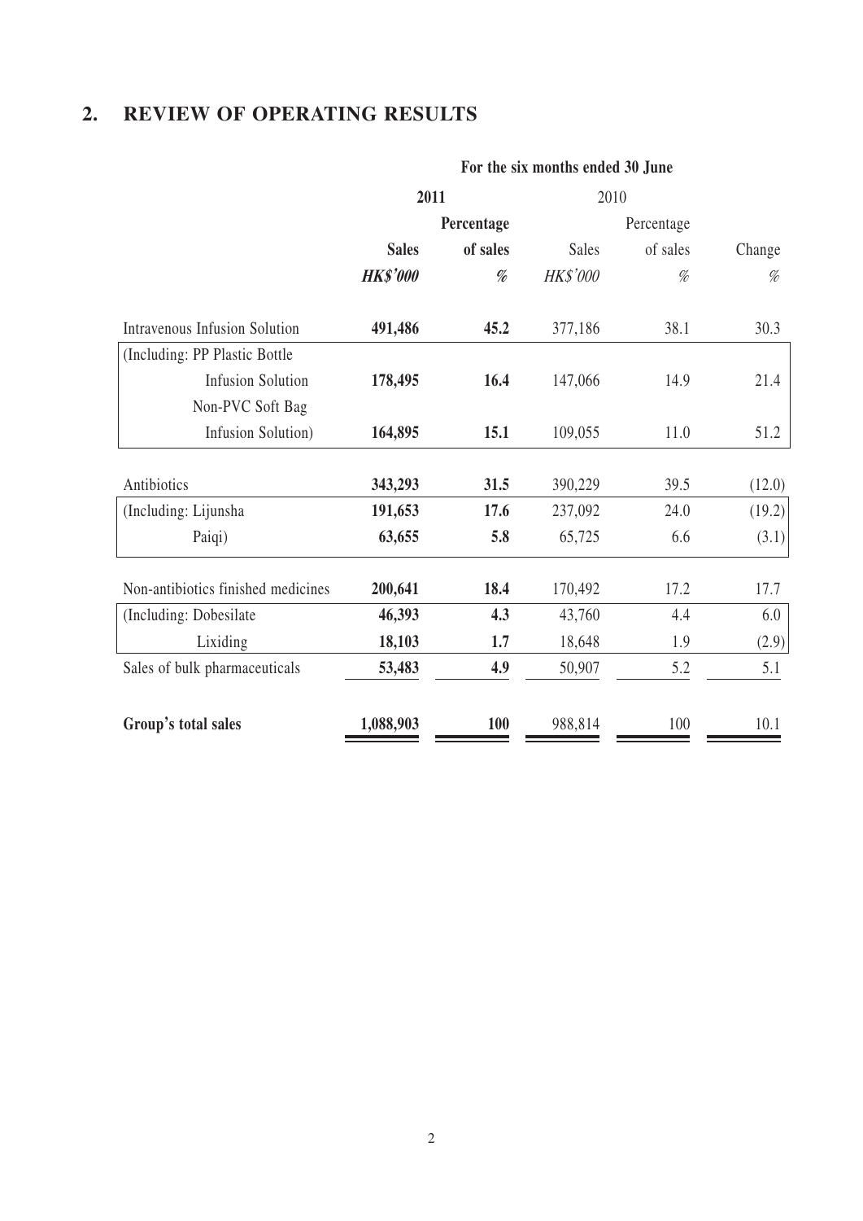## 2. REVIEW OF OPERATING RESULTS

| | For the six months ended 30 June | | | | |
|---|---|---|---|---|---|
| | **2011** | | 2010 | | |
| | **Sales** | **Percentage of sales** | Sales | Percentage of sales | Change |
| | ***HK$'000*** | *%* | *HK$'000* | *%* | *%* |
| Intravenous Infusion Solution | **491,486** | **45.2** | 377,186 | 38.1 | 30.3 |
| (Including: PP Plastic Bottle Infusion Solution | **178,495** | **16.4** | 147,066 | 14.9 | 21.4 |
| Non-PVC Soft Bag Infusion Solution) | **164,895** | **15.1** | 109,055 | 11.0 | 51.2 |
| Antibiotics | **343,293** | **31.5** | 390,229 | 39.5 | (12.0) |
| (Including: Lijunsha | **191,653** | **17.6** | 237,092 | 24.0 | (19.2) |
| Paiqi) | **63,655** | **5.8** | 65,725 | 6.6 | (3.1) |
| Non-antibiotics finished medicines | **200,641** | **18.4** | 170,492 | 17.2 | 17.7 |
| (Including: Dobesilate | **46,393** | **4.3** | 43,760 | 4.4 | 6.0 |
| Lixiding | **18,103** | **1.7** | 18,648 | 1.9 | (2.9) |
| Sales of bulk pharmaceuticals | **53,483** | **4.9** | 50,907 | 5.2 | 5.1 |
| **Group's total sales** | **1,088,903** | **100** | 988,814 | 100 | 10.1 |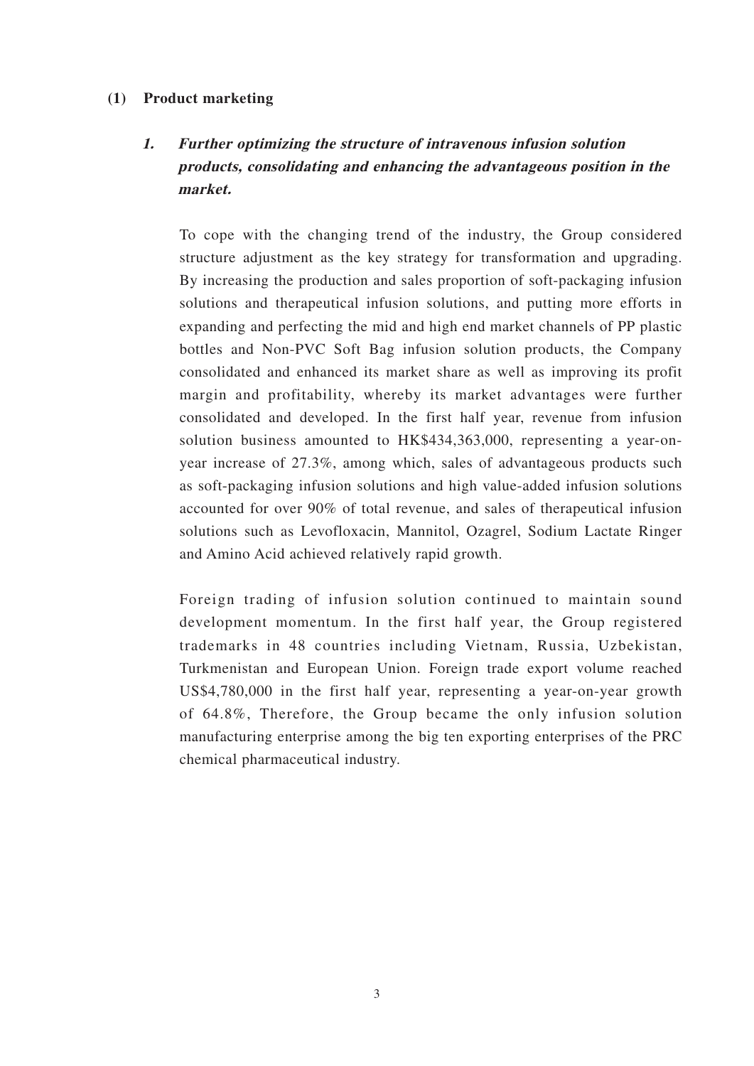**(1) Product marketing**

***1. Further optimizing the structure of intravenous infusion solution products, consolidating and enhancing the advantageous position in the market.***

To cope with the changing trend of the industry, the Group considered structure adjustment as the key strategy for transformation and upgrading. By increasing the production and sales proportion of soft-packaging infusion solutions and therapeutical infusion solutions, and putting more efforts in expanding and perfecting the mid and high end market channels of PP plastic bottles and Non-PVC Soft Bag infusion solution products, the Company consolidated and enhanced its market share as well as improving its profit margin and profitability, whereby its market advantages were further consolidated and developed. In the first half year, revenue from infusion solution business amounted to HK$434,363,000, representing a year-on-year increase of 27.3%, among which, sales of advantageous products such as soft-packaging infusion solutions and high value-added infusion solutions accounted for over 90% of total revenue, and sales of therapeutical infusion solutions such as Levofloxacin, Mannitol, Ozagrel, Sodium Lactate Ringer and Amino Acid achieved relatively rapid growth.

Foreign trading of infusion solution continued to maintain sound development momentum. In the first half year, the Group registered trademarks in 48 countries including Vietnam, Russia, Uzbekistan, Turkmenistan and European Union. Foreign trade export volume reached US$4,780,000 in the first half year, representing a year-on-year growth of 64.8%, Therefore, the Group became the only infusion solution manufacturing enterprise among the big ten exporting enterprises of the PRC chemical pharmaceutical industry.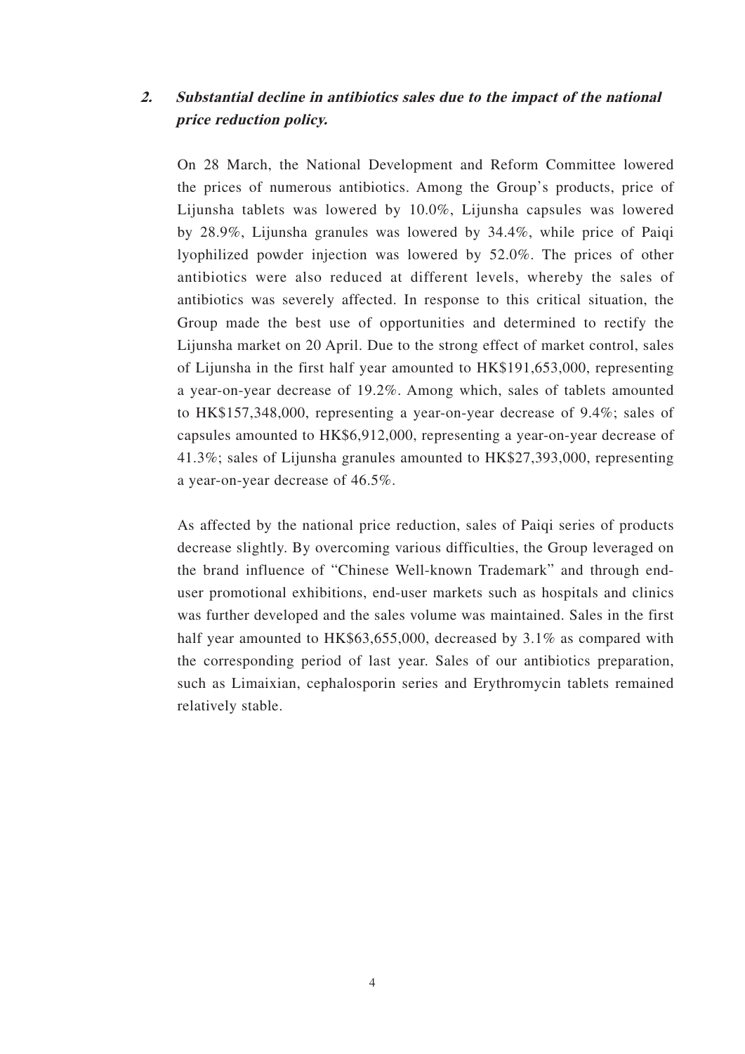**2. *Substantial decline in antibiotics sales due to the impact of the national price reduction policy.***

On 28 March, the National Development and Reform Committee lowered the prices of numerous antibiotics. Among the Group's products, price of Lijunsha tablets was lowered by 10.0%, Lijunsha capsules was lowered by 28.9%, Lijunsha granules was lowered by 34.4%, while price of Paiqi lyophilized powder injection was lowered by 52.0%. The prices of other antibiotics were also reduced at different levels, whereby the sales of antibiotics was severely affected. In response to this critical situation, the Group made the best use of opportunities and determined to rectify the Lijunsha market on 20 April. Due to the strong effect of market control, sales of Lijunsha in the first half year amounted to HK$191,653,000, representing a year-on-year decrease of 19.2%. Among which, sales of tablets amounted to HK$157,348,000, representing a year-on-year decrease of 9.4%; sales of capsules amounted to HK$6,912,000, representing a year-on-year decrease of 41.3%; sales of Lijunsha granules amounted to HK$27,393,000, representing a year-on-year decrease of 46.5%.

As affected by the national price reduction, sales of Paiqi series of products decrease slightly. By overcoming various difficulties, the Group leveraged on the brand influence of "Chinese Well-known Trademark" and through end-user promotional exhibitions, end-user markets such as hospitals and clinics was further developed and the sales volume was maintained. Sales in the first half year amounted to HK$63,655,000, decreased by 3.1% as compared with the corresponding period of last year. Sales of our antibiotics preparation, such as Limaixian, cephalosporin series and Erythromycin tablets remained relatively stable.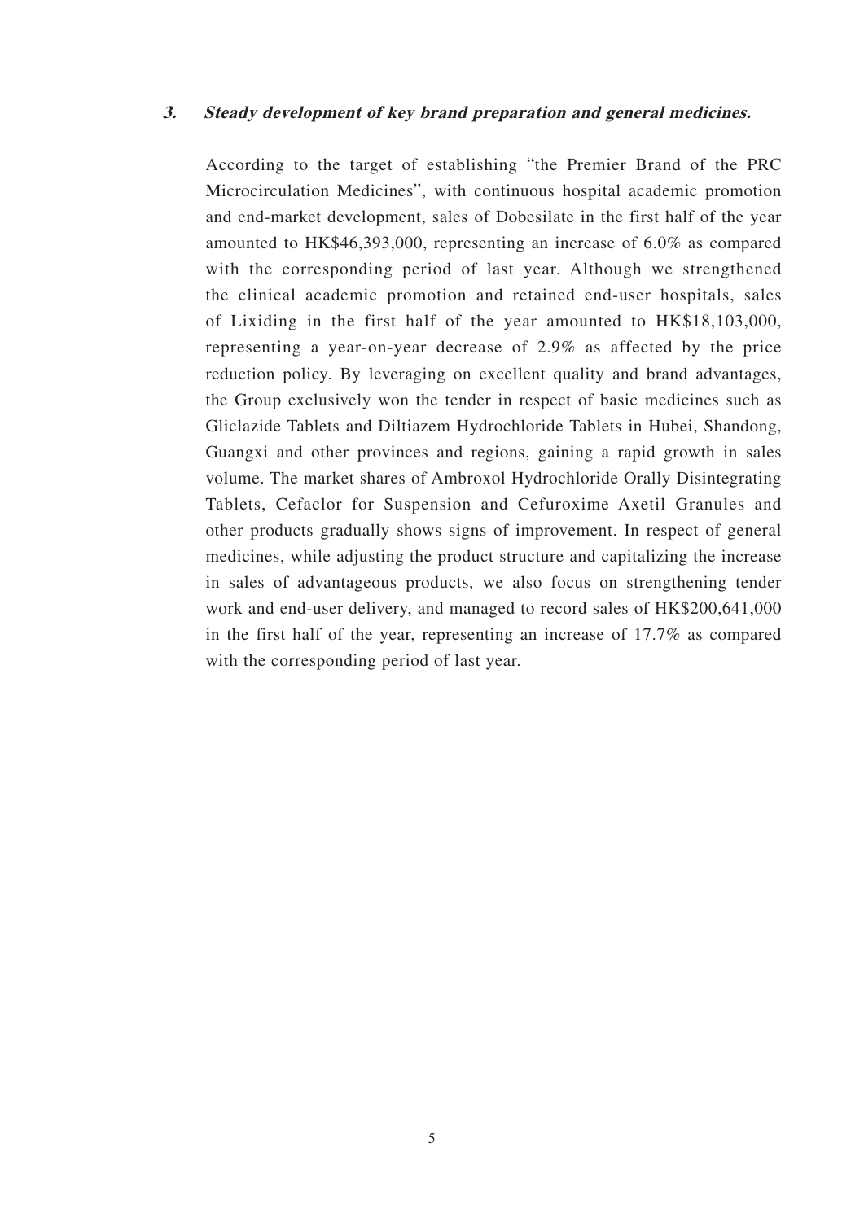### 3. ***Steady development of key brand preparation and general medicines.***

According to the target of establishing "the Premier Brand of the PRC Microcirculation Medicines", with continuous hospital academic promotion and end-market development, sales of Dobesilate in the first half of the year amounted to HK$46,393,000, representing an increase of 6.0% as compared with the corresponding period of last year. Although we strengthened the clinical academic promotion and retained end-user hospitals, sales of Lixiding in the first half of the year amounted to HK$18,103,000, representing a year-on-year decrease of 2.9% as affected by the price reduction policy. By leveraging on excellent quality and brand advantages, the Group exclusively won the tender in respect of basic medicines such as Gliclazide Tablets and Diltiazem Hydrochloride Tablets in Hubei, Shandong, Guangxi and other provinces and regions, gaining a rapid growth in sales volume. The market shares of Ambroxol Hydrochloride Orally Disintegrating Tablets, Cefaclor for Suspension and Cefuroxime Axetil Granules and other products gradually shows signs of improvement. In respect of general medicines, while adjusting the product structure and capitalizing the increase in sales of advantageous products, we also focus on strengthening tender work and end-user delivery, and managed to record sales of HK$200,641,000 in the first half of the year, representing an increase of 17.7% as compared with the corresponding period of last year.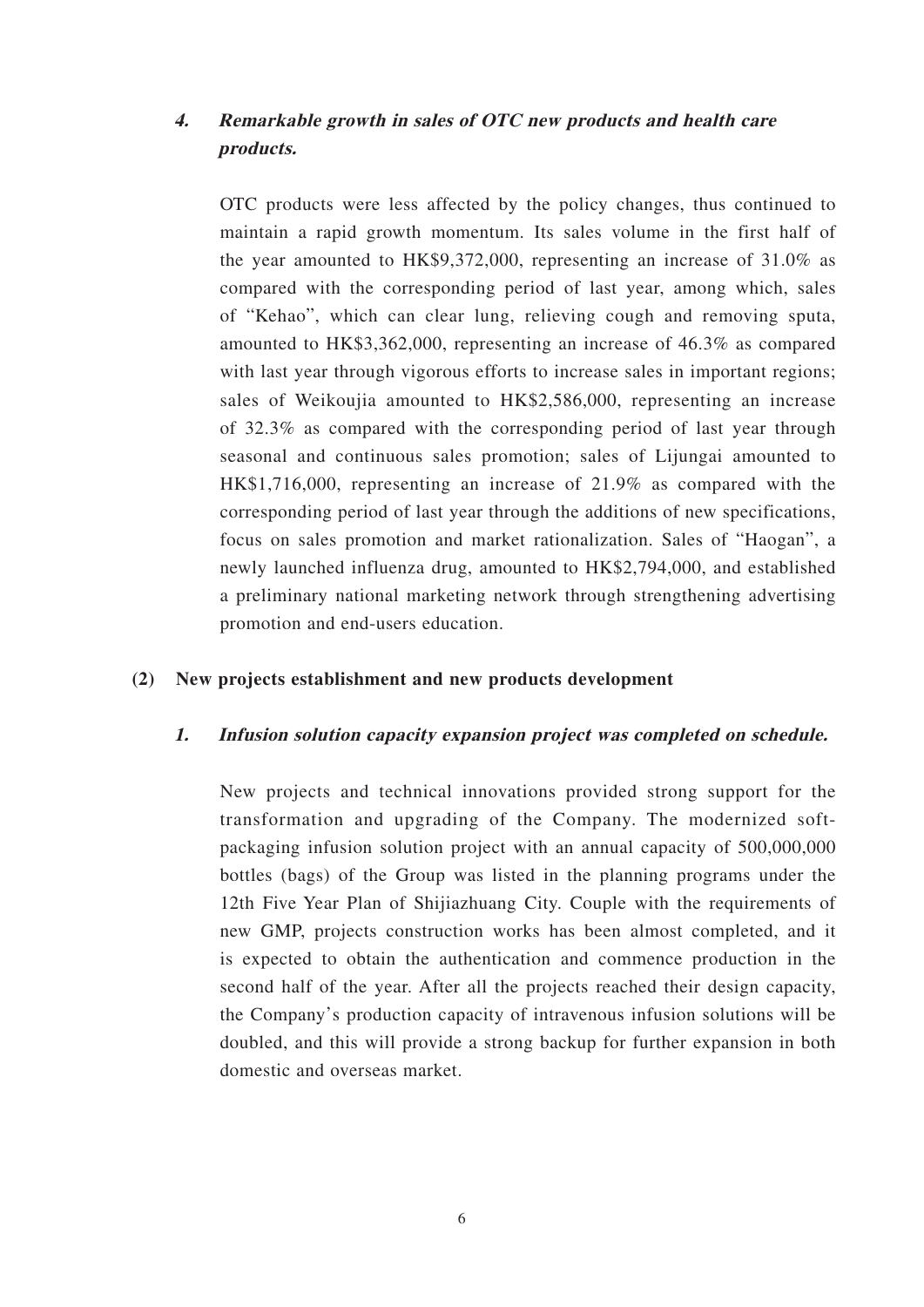### *4. Remarkable growth in sales of OTC new products and health care products.*

OTC products were less affected by the policy changes, thus continued to maintain a rapid growth momentum. Its sales volume in the first half of the year amounted to HK$9,372,000, representing an increase of 31.0% as compared with the corresponding period of last year, among which, sales of "Kehao", which can clear lung, relieving cough and removing sputa, amounted to HK$3,362,000, representing an increase of 46.3% as compared with last year through vigorous efforts to increase sales in important regions; sales of Weikoujia amounted to HK$2,586,000, representing an increase of 32.3% as compared with the corresponding period of last year through seasonal and continuous sales promotion; sales of Lijungai amounted to HK$1,716,000, representing an increase of 21.9% as compared with the corresponding period of last year through the additions of new specifications, focus on sales promotion and market rationalization. Sales of "Haogan", a newly launched influenza drug, amounted to HK$2,794,000, and established a preliminary national marketing network through strengthening advertising promotion and end-users education.

## (2) New projects establishment and new products development

### *1. Infusion solution capacity expansion project was completed on schedule.*

New projects and technical innovations provided strong support for the transformation and upgrading of the Company. The modernized soft-packaging infusion solution project with an annual capacity of 500,000,000 bottles (bags) of the Group was listed in the planning programs under the 12th Five Year Plan of Shijiazhuang City. Couple with the requirements of new GMP, projects construction works has been almost completed, and it is expected to obtain the authentication and commence production in the second half of the year. After all the projects reached their design capacity, the Company's production capacity of intravenous infusion solutions will be doubled, and this will provide a strong backup for further expansion in both domestic and overseas market.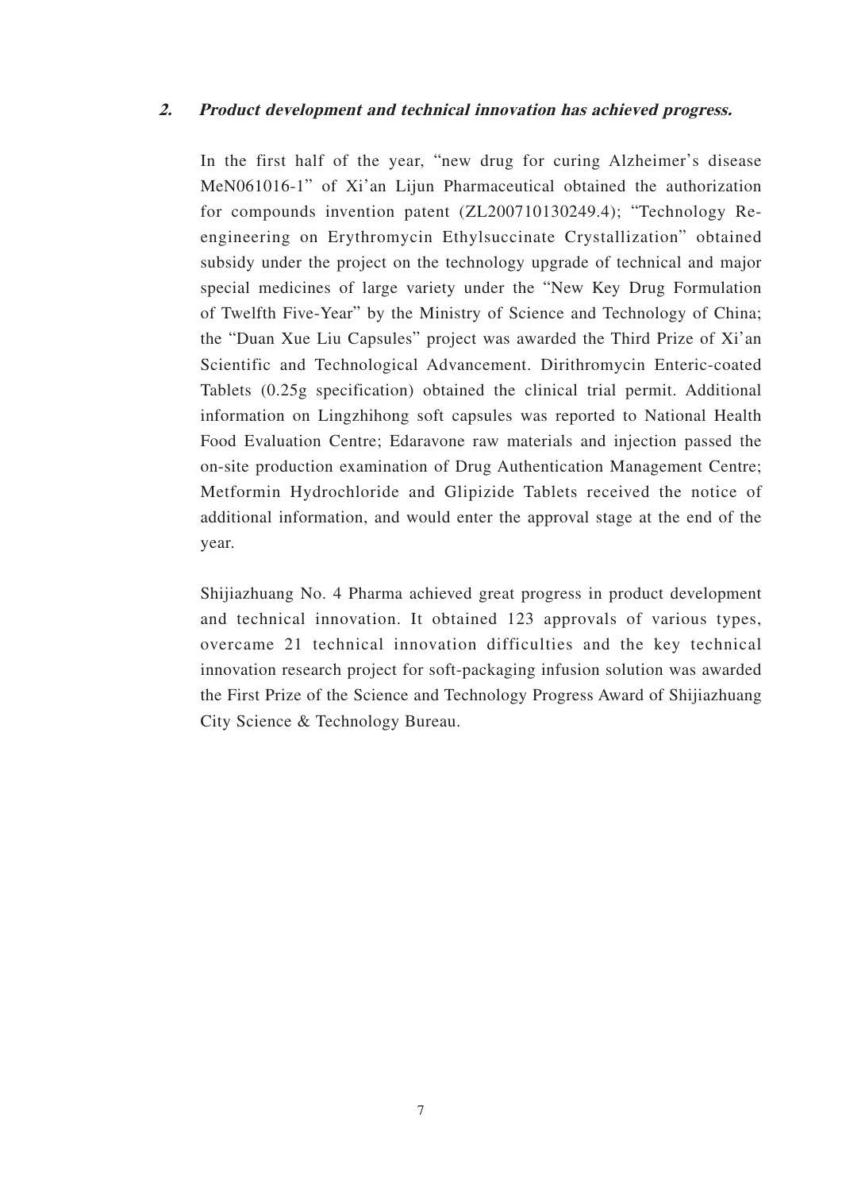**2. Product development and technical innovation has achieved progress.**

In the first half of the year, "new drug for curing Alzheimer's disease MeN061016-1" of Xi'an Lijun Pharmaceutical obtained the authorization for compounds invention patent (ZL200710130249.4); "Technology Re-engineering on Erythromycin Ethylsuccinate Crystallization" obtained subsidy under the project on the technology upgrade of technical and major special medicines of large variety under the "New Key Drug Formulation of Twelfth Five-Year" by the Ministry of Science and Technology of China; the "Duan Xue Liu Capsules" project was awarded the Third Prize of Xi'an Scientific and Technological Advancement. Dirithromycin Enteric-coated Tablets (0.25g specification) obtained the clinical trial permit. Additional information on Lingzhihong soft capsules was reported to National Health Food Evaluation Centre; Edaravone raw materials and injection passed the on-site production examination of Drug Authentication Management Centre; Metformin Hydrochloride and Glipizide Tablets received the notice of additional information, and would enter the approval stage at the end of the year.

Shijiazhuang No. 4 Pharma achieved great progress in product development and technical innovation. It obtained 123 approvals of various types, overcame 21 technical innovation difficulties and the key technical innovation research project for soft-packaging infusion solution was awarded the First Prize of the Science and Technology Progress Award of Shijiazhuang City Science & Technology Bureau.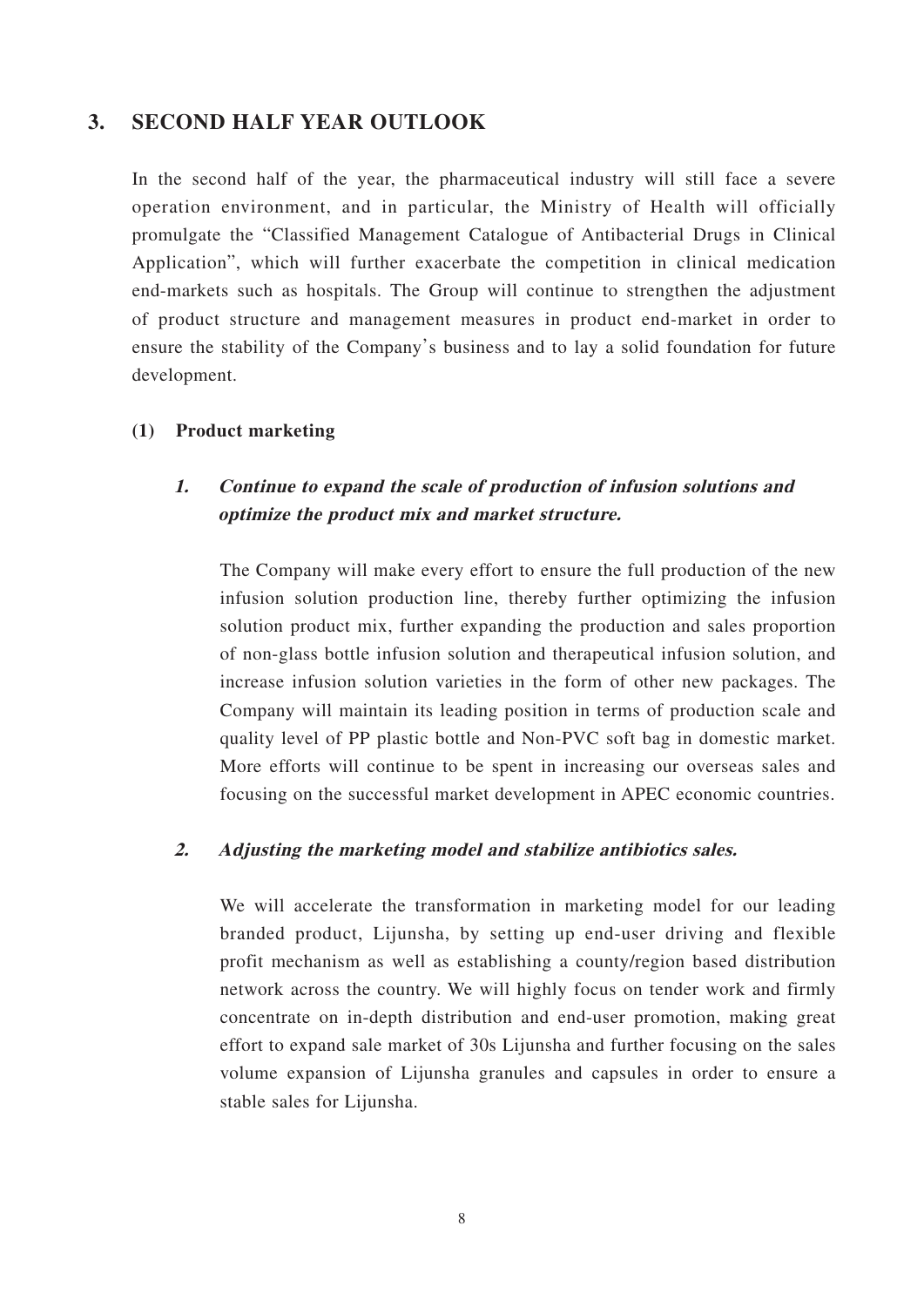## 3. SECOND HALF YEAR OUTLOOK

In the second half of the year, the pharmaceutical industry will still face a severe operation environment, and in particular, the Ministry of Health will officially promulgate the "Classified Management Catalogue of Antibacterial Drugs in Clinical Application", which will further exacerbate the competition in clinical medication end-markets such as hospitals. The Group will continue to strengthen the adjustment of product structure and management measures in product end-market in order to ensure the stability of the Company's business and to lay a solid foundation for future development.

### (1) Product marketing

#### 1. *Continue to expand the scale of production of infusion solutions and optimize the product mix and market structure.*

The Company will make every effort to ensure the full production of the new infusion solution production line, thereby further optimizing the infusion solution product mix, further expanding the production and sales proportion of non-glass bottle infusion solution and therapeutical infusion solution, and increase infusion solution varieties in the form of other new packages. The Company will maintain its leading position in terms of production scale and quality level of PP plastic bottle and Non-PVC soft bag in domestic market. More efforts will continue to be spent in increasing our overseas sales and focusing on the successful market development in APEC economic countries.

#### 2. *Adjusting the marketing model and stabilize antibiotics sales.*

We will accelerate the transformation in marketing model for our leading branded product, Lijunsha, by setting up end-user driving and flexible profit mechanism as well as establishing a county/region based distribution network across the country. We will highly focus on tender work and firmly concentrate on in-depth distribution and end-user promotion, making great effort to expand sale market of 30s Lijunsha and further focusing on the sales volume expansion of Lijunsha granules and capsules in order to ensure a stable sales for Lijunsha.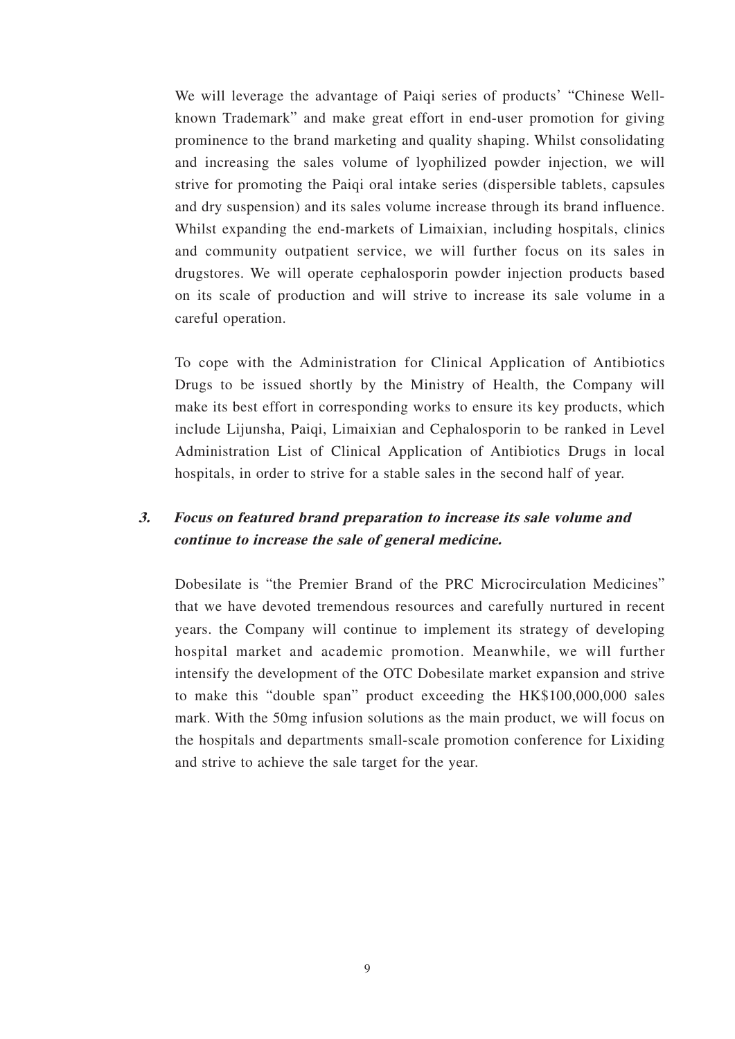We will leverage the advantage of Paiqi series of products' "Chinese Well-known Trademark" and make great effort in end-user promotion for giving prominence to the brand marketing and quality shaping. Whilst consolidating and increasing the sales volume of lyophilized powder injection, we will strive for promoting the Paiqi oral intake series (dispersible tablets, capsules and dry suspension) and its sales volume increase through its brand influence. Whilst expanding the end-markets of Limaixian, including hospitals, clinics and community outpatient service, we will further focus on its sales in drugstores. We will operate cephalosporin powder injection products based on its scale of production and will strive to increase its sale volume in a careful operation.

To cope with the Administration for Clinical Application of Antibiotics Drugs to be issued shortly by the Ministry of Health, the Company will make its best effort in corresponding works to ensure its key products, which include Lijunsha, Paiqi, Limaixian and Cephalosporin to be ranked in Level Administration List of Clinical Application of Antibiotics Drugs in local hospitals, in order to strive for a stable sales in the second half of year.

**3. *Focus on featured brand preparation to increase its sale volume and continue to increase the sale of general medicine.***

Dobesilate is "the Premier Brand of the PRC Microcirculation Medicines" that we have devoted tremendous resources and carefully nurtured in recent years. the Company will continue to implement its strategy of developing hospital market and academic promotion. Meanwhile, we will further intensify the development of the OTC Dobesilate market expansion and strive to make this "double span" product exceeding the HK$100,000,000 sales mark. With the 50mg infusion solutions as the main product, we will focus on the hospitals and departments small-scale promotion conference for Lixiding and strive to achieve the sale target for the year.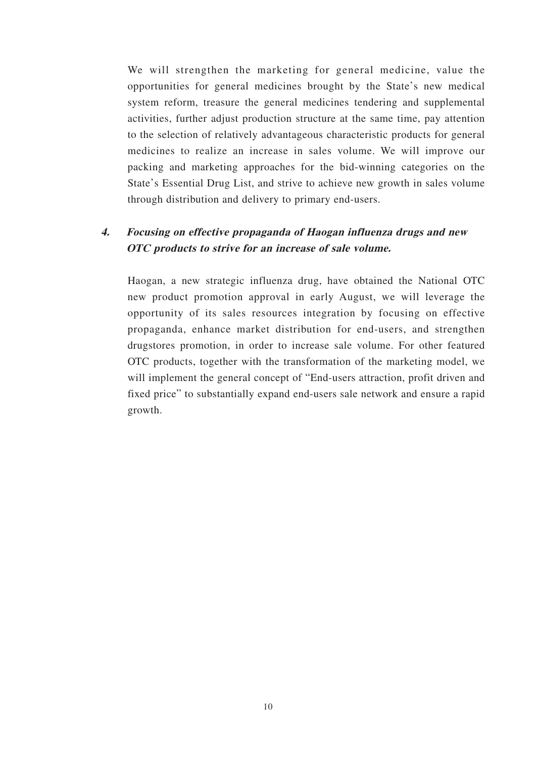We will strengthen the marketing for general medicine, value the opportunities for general medicines brought by the State's new medical system reform, treasure the general medicines tendering and supplemental activities, further adjust production structure at the same time, pay attention to the selection of relatively advantageous characteristic products for general medicines to realize an increase in sales volume. We will improve our packing and marketing approaches for the bid-winning categories on the State's Essential Drug List, and strive to achieve new growth in sales volume through distribution and delivery to primary end-users.

**4. *Focusing on effective propaganda of Haogan influenza drugs and new OTC products to strive for an increase of sale volume.***

Haogan, a new strategic influenza drug, have obtained the National OTC new product promotion approval in early August, we will leverage the opportunity of its sales resources integration by focusing on effective propaganda, enhance market distribution for end-users, and strengthen drugstores promotion, in order to increase sale volume. For other featured OTC products, together with the transformation of the marketing model, we will implement the general concept of "End-users attraction, profit driven and fixed price" to substantially expand end-users sale network and ensure a rapid growth.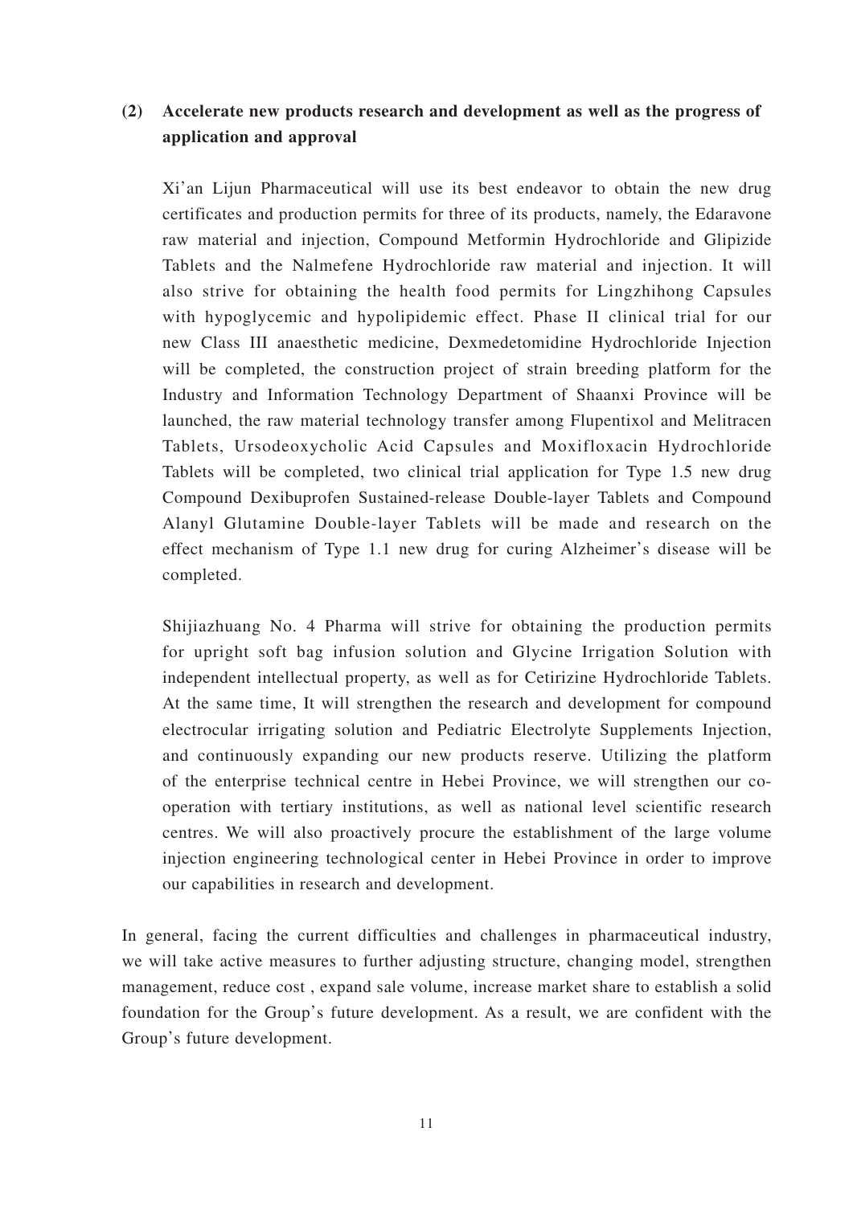### (2) Accelerate new products research and development as well as the progress of application and approval

Xi'an Lijun Pharmaceutical will use its best endeavor to obtain the new drug certificates and production permits for three of its products, namely, the Edaravone raw material and injection, Compound Metformin Hydrochloride and Glipizide Tablets and the Nalmefene Hydrochloride raw material and injection. It will also strive for obtaining the health food permits for Lingzhihong Capsules with hypoglycemic and hypolipidemic effect. Phase II clinical trial for our new Class III anaesthetic medicine, Dexmedetomidine Hydrochloride Injection will be completed, the construction project of strain breeding platform for the Industry and Information Technology Department of Shaanxi Province will be launched, the raw material technology transfer among Flupentixol and Melitracen Tablets, Ursodeoxycholic Acid Capsules and Moxifloxacin Hydrochloride Tablets will be completed, two clinical trial application for Type 1.5 new drug Compound Dexibuprofen Sustained-release Double-layer Tablets and Compound Alanyl Glutamine Double-layer Tablets will be made and research on the effect mechanism of Type 1.1 new drug for curing Alzheimer's disease will be completed.

Shijiazhuang No. 4 Pharma will strive for obtaining the production permits for upright soft bag infusion solution and Glycine Irrigation Solution with independent intellectual property, as well as for Cetirizine Hydrochloride Tablets. At the same time, It will strengthen the research and development for compound electrocular irrigating solution and Pediatric Electrolyte Supplements Injection, and continuously expanding our new products reserve. Utilizing the platform of the enterprise technical centre in Hebei Province, we will strengthen our co-operation with tertiary institutions, as well as national level scientific research centres. We will also proactively procure the establishment of the large volume injection engineering technological center in Hebei Province in order to improve our capabilities in research and development.

In general, facing the current difficulties and challenges in pharmaceutical industry, we will take active measures to further adjusting structure, changing model, strengthen management, reduce cost , expand sale volume, increase market share to establish a solid foundation for the Group's future development. As a result, we are confident with the Group's future development.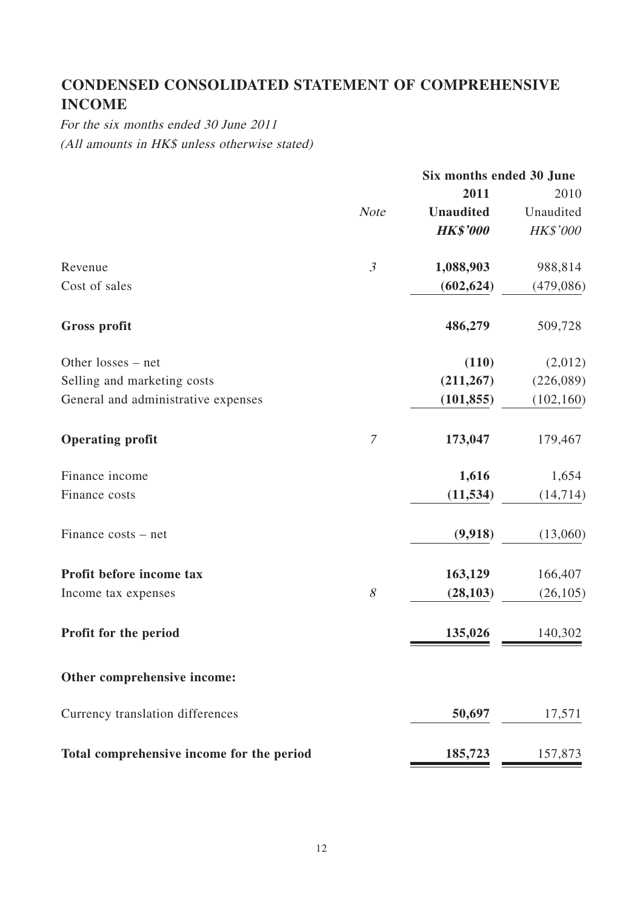# CONDENSED CONSOLIDATED STATEMENT OF COMPREHENSIVE INCOME

*For the six months ended 30 June 2011*
*(All amounts in HK$ unless otherwise stated)*

| | Note | Six months ended 30 June | |
|---|---|---|---|
| | | **2011** | 2010 |
| | | **Unaudited** | Unaudited |
| | | ***HK$'000*** | *HK$'000* |
| Revenue | 3 | **1,088,903** | 988,814 |
| Cost of sales | | **(602,624)** | (479,086) |
| **Gross profit** | | **486,279** | 509,728 |
| Other losses – net | | **(110)** | (2,012) |
| Selling and marketing costs | | **(211,267)** | (226,089) |
| General and administrative expenses | | **(101,855)** | (102,160) |
| **Operating profit** | 7 | **173,047** | 179,467 |
| Finance income | | **1,616** | 1,654 |
| Finance costs | | **(11,534)** | (14,714) |
| Finance costs – net | | **(9,918)** | (13,060) |
| **Profit before income tax** | | **163,129** | 166,407 |
| Income tax expenses | 8 | **(28,103)** | (26,105) |
| **Profit for the period** | | **135,026** | 140,302 |
| **Other comprehensive income:** | | | |
| Currency translation differences | | **50,697** | 17,571 |
| **Total comprehensive income for the period** | | **185,723** | 157,873 |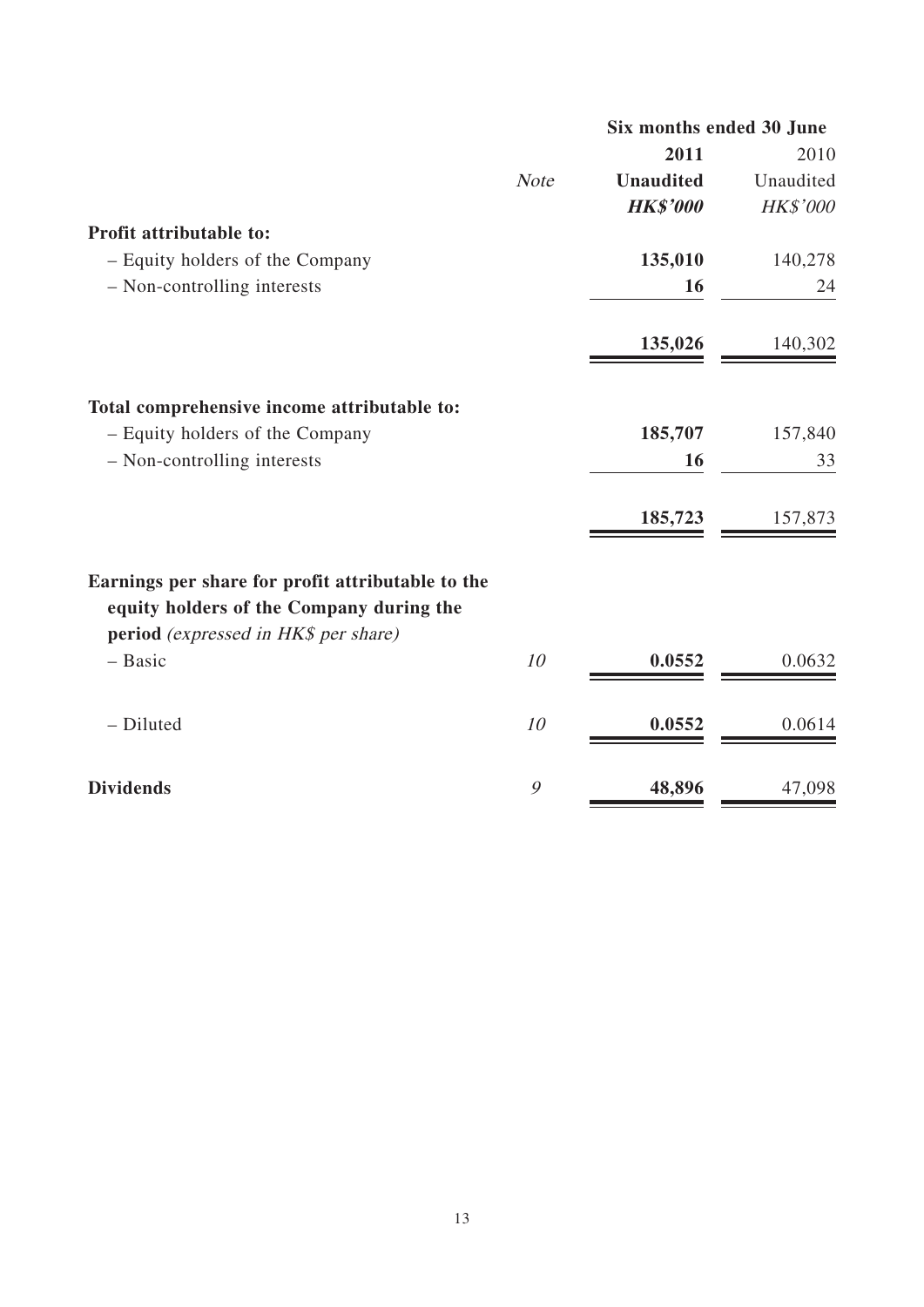| | Note | Six months ended 30 June | |
|---|---|---|---|
| | | **2011** | 2010 |
| | | **Unaudited** | Unaudited |
| | | ***HK$'000*** | *HK$'000* |
| **Profit attributable to:** | | | |
| – Equity holders of the Company | | **135,010** | 140,278 |
| – Non-controlling interests | | **16** | 24 |
| | | **135,026** | 140,302 |
| **Total comprehensive income attributable to:** | | | |
| – Equity holders of the Company | | **185,707** | 157,840 |
| – Non-controlling interests | | **16** | 33 |
| | | **185,723** | 157,873 |
| **Earnings per share for profit attributable to the equity holders of the Company during the period** *(expressed in HK$ per share)* | | | |
| – Basic | *10* | **0.0552** | 0.0632 |
| – Diluted | *10* | **0.0552** | 0.0614 |
| **Dividends** | *9* | **48,896** | 47,098 |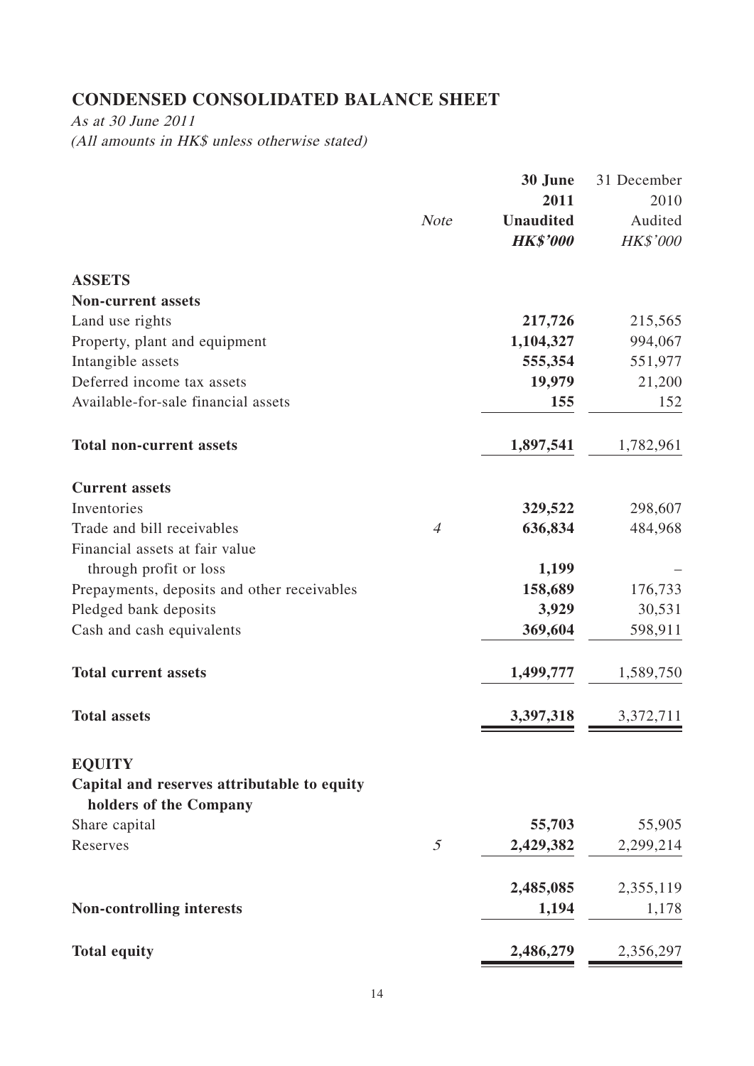# CONDENSED CONSOLIDATED BALANCE SHEET

*As at 30 June 2011*

*(All amounts in HK$ unless otherwise stated)*

| | *Note* | **30 June 2011 Unaudited *HK$'000*** | 31 December 2010 Audited *HK$'000* |
|---|---|---|---|
| **ASSETS** | | | |
| **Non-current assets** | | | |
| Land use rights | | **217,726** | 215,565 |
| Property, plant and equipment | | **1,104,327** | 994,067 |
| Intangible assets | | **555,354** | 551,977 |
| Deferred income tax assets | | **19,979** | 21,200 |
| Available-for-sale financial assets | | **155** | 152 |
| **Total non-current assets** | | **1,897,541** | 1,782,961 |
| **Current assets** | | | |
| Inventories | | **329,522** | 298,607 |
| Trade and bill receivables | *4* | **636,834** | 484,968 |
| Financial assets at fair value through profit or loss | | **1,199** | – |
| Prepayments, deposits and other receivables | | **158,689** | 176,733 |
| Pledged bank deposits | | **3,929** | 30,531 |
| Cash and cash equivalents | | **369,604** | 598,911 |
| **Total current assets** | | **1,499,777** | 1,589,750 |
| **Total assets** | | **3,397,318** | 3,372,711 |
| **EQUITY** | | | |
| **Capital and reserves attributable to equity holders of the Company** | | | |
| Share capital | | **55,703** | 55,905 |
| Reserves | *5* | **2,429,382** | 2,299,214 |
| | | **2,485,085** | 2,355,119 |
| **Non-controlling interests** | | **1,194** | 1,178 |
| **Total equity** | | **2,486,279** | 2,356,297 |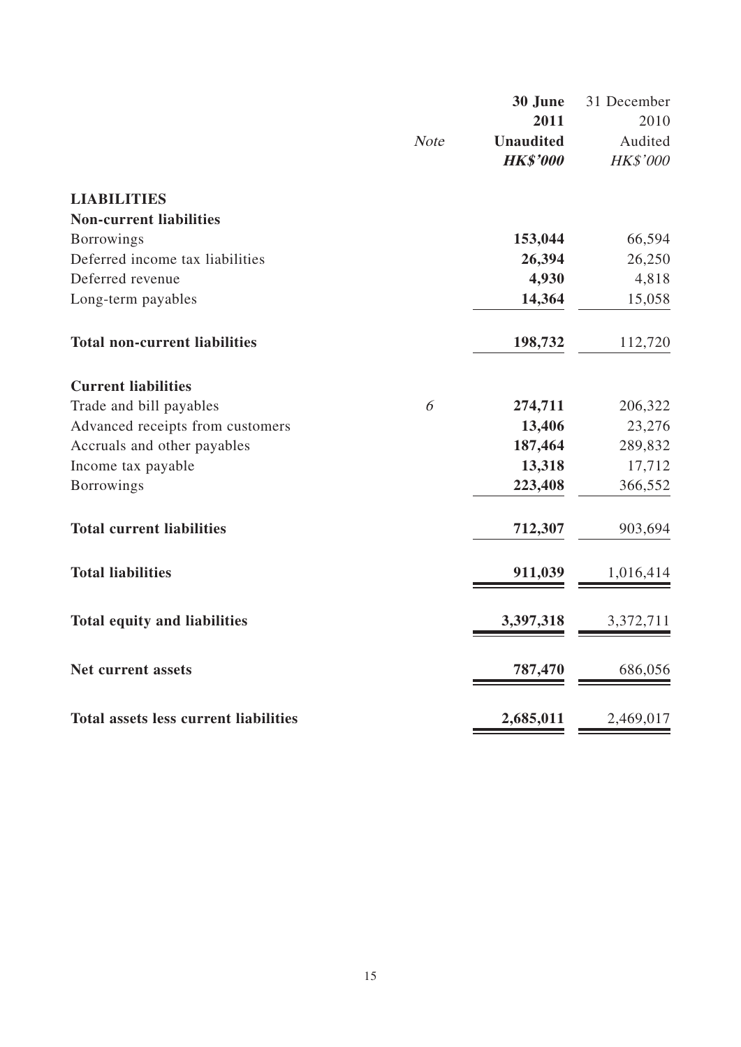| | Note | 30 June 2011 Unaudited *HK$'000* | 31 December 2010 Audited *HK$'000* |
|---|---|---|---|
| **LIABILITIES** | | | |
| **Non-current liabilities** | | | |
| Borrowings | | **153,044** | 66,594 |
| Deferred income tax liabilities | | **26,394** | 26,250 |
| Deferred revenue | | **4,930** | 4,818 |
| Long-term payables | | **14,364** | 15,058 |
| **Total non-current liabilities** | | **198,732** | 112,720 |
| **Current liabilities** | | | |
| Trade and bill payables | *6* | **274,711** | 206,322 |
| Advanced receipts from customers | | **13,406** | 23,276 |
| Accruals and other payables | | **187,464** | 289,832 |
| Income tax payable | | **13,318** | 17,712 |
| Borrowings | | **223,408** | 366,552 |
| **Total current liabilities** | | **712,307** | 903,694 |
| **Total liabilities** | | **911,039** | 1,016,414 |
| **Total equity and liabilities** | | **3,397,318** | 3,372,711 |
| **Net current assets** | | **787,470** | 686,056 |
| **Total assets less current liabilities** | | **2,685,011** | 2,469,017 |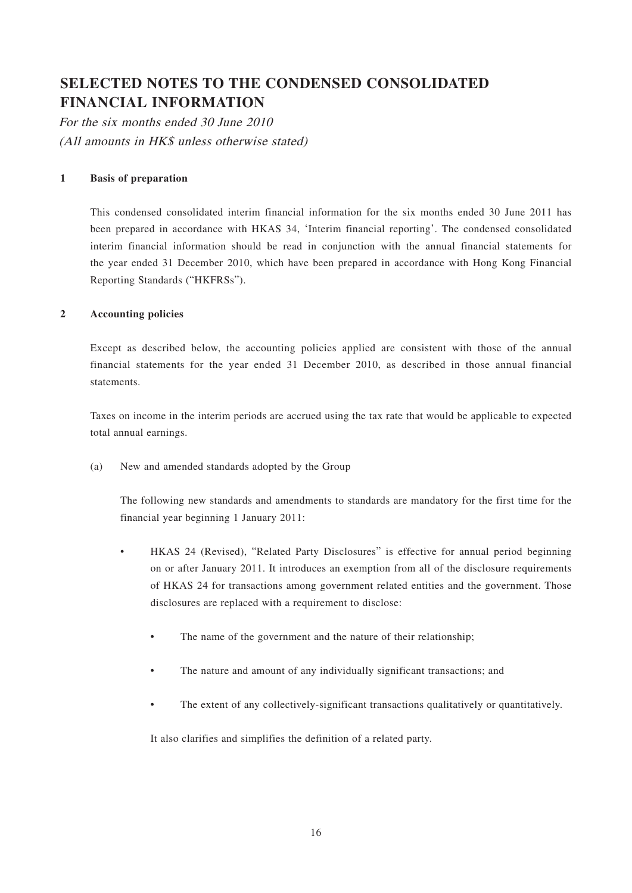# SELECTED NOTES TO THE CONDENSED CONSOLIDATED FINANCIAL INFORMATION

*For the six months ended 30 June 2010*
*(All amounts in HK$ unless otherwise stated)*

## 1 Basis of preparation

This condensed consolidated interim financial information for the six months ended 30 June 2011 has been prepared in accordance with HKAS 34, 'Interim financial reporting'. The condensed consolidated interim financial information should be read in conjunction with the annual financial statements for the year ended 31 December 2010, which have been prepared in accordance with Hong Kong Financial Reporting Standards ("HKFRSs").

## 2 Accounting policies

Except as described below, the accounting policies applied are consistent with those of the annual financial statements for the year ended 31 December 2010, as described in those annual financial statements.

Taxes on income in the interim periods are accrued using the tax rate that would be applicable to expected total annual earnings.

(a) New and amended standards adopted by the Group

The following new standards and amendments to standards are mandatory for the first time for the financial year beginning 1 January 2011:

- HKAS 24 (Revised), "Related Party Disclosures" is effective for annual period beginning on or after January 2011. It introduces an exemption from all of the disclosure requirements of HKAS 24 for transactions among government related entities and the government. Those disclosures are replaced with a requirement to disclose:
  - The name of the government and the nature of their relationship;
  - The nature and amount of any individually significant transactions; and
  - The extent of any collectively-significant transactions qualitatively or quantitatively.

  It also clarifies and simplifies the definition of a related party.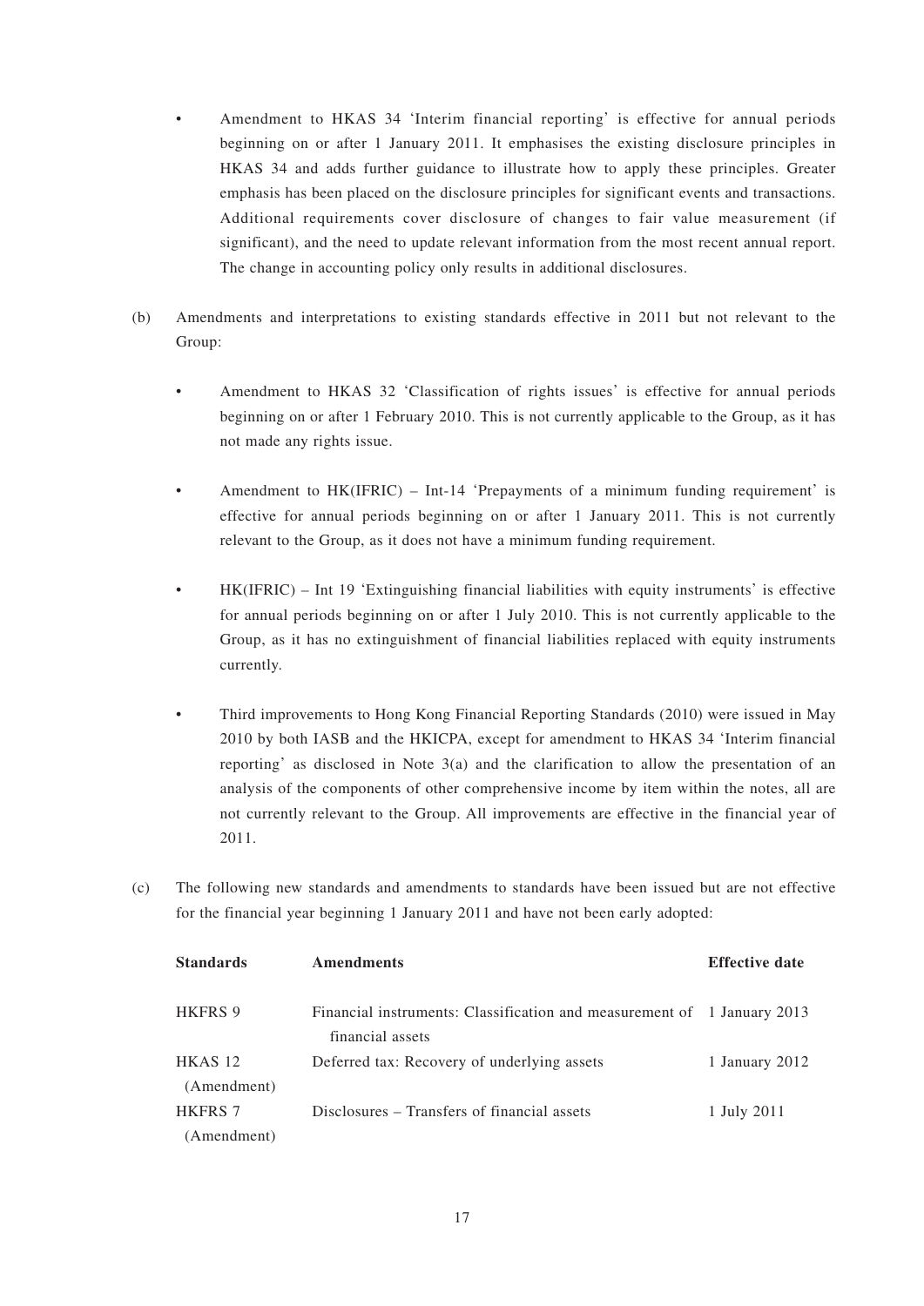- Amendment to HKAS 34 'Interim financial reporting' is effective for annual periods beginning on or after 1 January 2011. It emphasises the existing disclosure principles in HKAS 34 and adds further guidance to illustrate how to apply these principles. Greater emphasis has been placed on the disclosure principles for significant events and transactions. Additional requirements cover disclosure of changes to fair value measurement (if significant), and the need to update relevant information from the most recent annual report. The change in accounting policy only results in additional disclosures.

(b) Amendments and interpretations to existing standards effective in 2011 but not relevant to the Group:

- Amendment to HKAS 32 'Classification of rights issues' is effective for annual periods beginning on or after 1 February 2010. This is not currently applicable to the Group, as it has not made any rights issue.

- Amendment to HK(IFRIC) – Int-14 'Prepayments of a minimum funding requirement' is effective for annual periods beginning on or after 1 January 2011. This is not currently relevant to the Group, as it does not have a minimum funding requirement.

- HK(IFRIC) – Int 19 'Extinguishing financial liabilities with equity instruments' is effective for annual periods beginning on or after 1 July 2010. This is not currently applicable to the Group, as it has no extinguishment of financial liabilities replaced with equity instruments currently.

- Third improvements to Hong Kong Financial Reporting Standards (2010) were issued in May 2010 by both IASB and the HKICPA, except for amendment to HKAS 34 'Interim financial reporting' as disclosed in Note 3(a) and the clarification to allow the presentation of an analysis of the components of other comprehensive income by item within the notes, all are not currently relevant to the Group. All improvements are effective in the financial year of 2011.

(c) The following new standards and amendments to standards have been issued but are not effective for the financial year beginning 1 January 2011 and have not been early adopted:

| **Standards** | **Amendments** | **Effective date** |
|---|---|---|
| HKFRS 9 | Financial instruments: Classification and measurement of financial assets | 1 January 2013 |
| HKAS 12 (Amendment) | Deferred tax: Recovery of underlying assets | 1 January 2012 |
| HKFRS 7 (Amendment) | Disclosures – Transfers of financial assets | 1 July 2011 |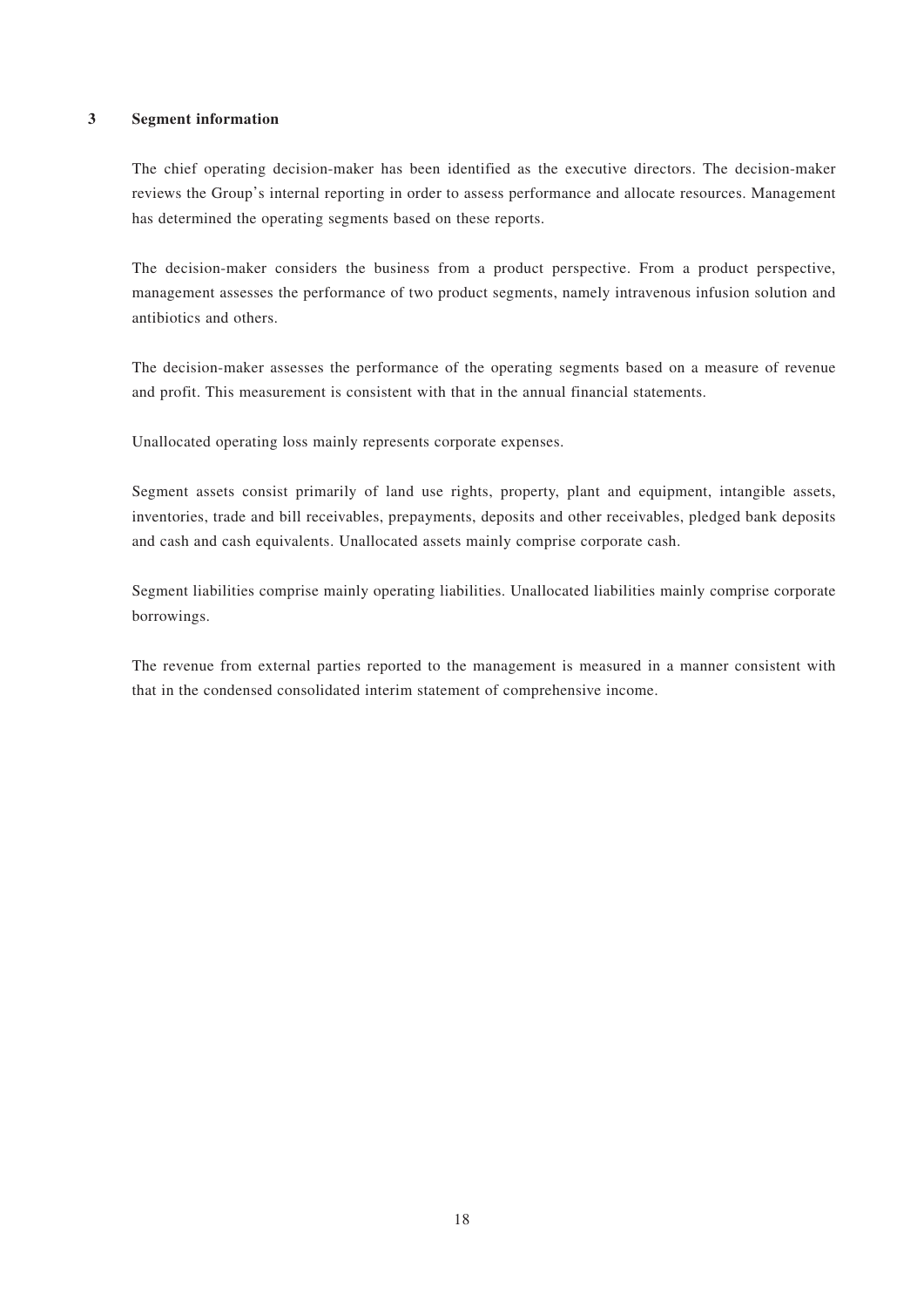## 3 Segment information

The chief operating decision-maker has been identified as the executive directors. The decision-maker reviews the Group's internal reporting in order to assess performance and allocate resources. Management has determined the operating segments based on these reports.

The decision-maker considers the business from a product perspective. From a product perspective, management assesses the performance of two product segments, namely intravenous infusion solution and antibiotics and others.

The decision-maker assesses the performance of the operating segments based on a measure of revenue and profit. This measurement is consistent with that in the annual financial statements.

Unallocated operating loss mainly represents corporate expenses.

Segment assets consist primarily of land use rights, property, plant and equipment, intangible assets, inventories, trade and bill receivables, prepayments, deposits and other receivables, pledged bank deposits and cash and cash equivalents. Unallocated assets mainly comprise corporate cash.

Segment liabilities comprise mainly operating liabilities. Unallocated liabilities mainly comprise corporate borrowings.

The revenue from external parties reported to the management is measured in a manner consistent with that in the condensed consolidated interim statement of comprehensive income.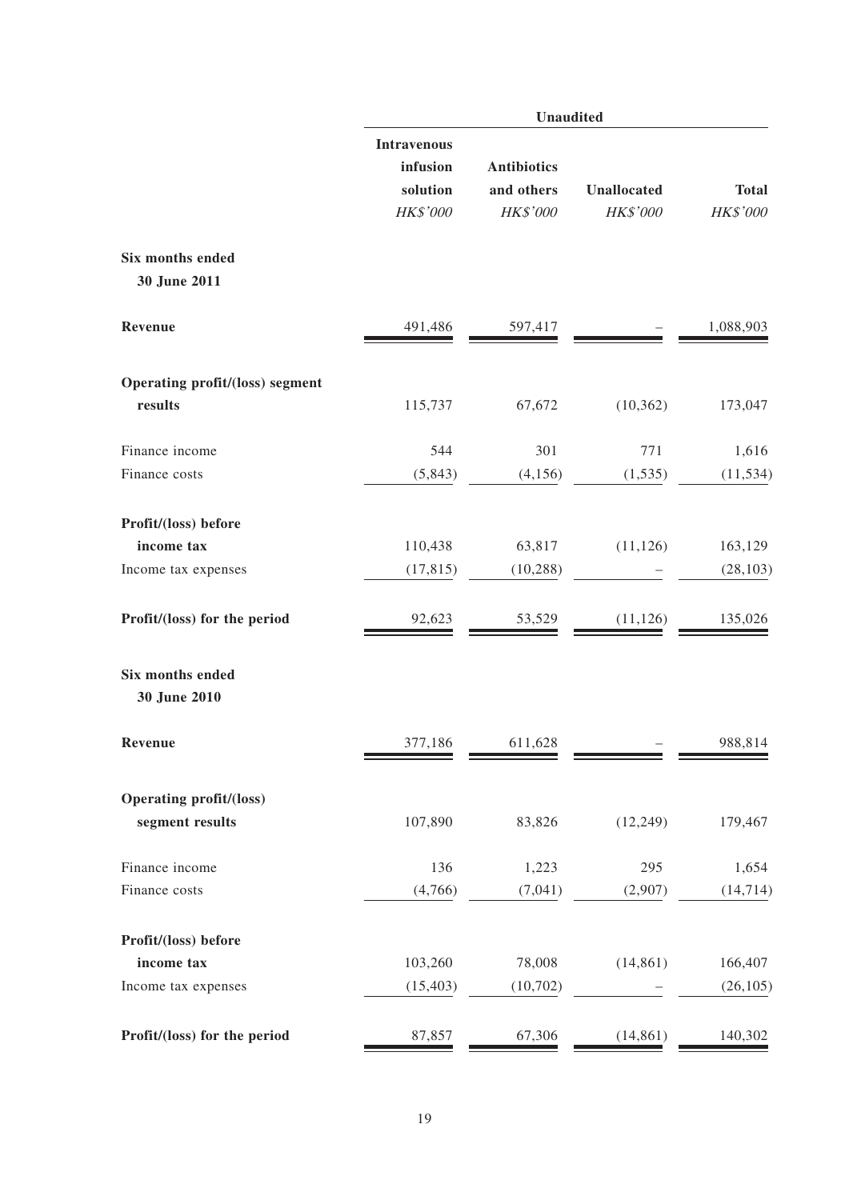| | Unaudited | | | |
|---|---|---|---|---|
| | **Intravenous infusion solution** *HK$'000* | **Antibiotics and others** *HK$'000* | **Unallocated** *HK$'000* | **Total** *HK$'000* |
| **Six months ended 30 June 2011** | | | | |
| **Revenue** | 491,486 | 597,417 | – | 1,088,903 |
| **Operating profit/(loss) segment results** | 115,737 | 67,672 | (10,362) | 173,047 |
| Finance income | 544 | 301 | 771 | 1,616 |
| Finance costs | (5,843) | (4,156) | (1,535) | (11,534) |
| **Profit/(loss) before income tax** | 110,438 | 63,817 | (11,126) | 163,129 |
| Income tax expenses | (17,815) | (10,288) | – | (28,103) |
| **Profit/(loss) for the period** | 92,623 | 53,529 | (11,126) | 135,026 |
| **Six months ended 30 June 2010** | | | | |
| **Revenue** | 377,186 | 611,628 | – | 988,814 |
| **Operating profit/(loss) segment results** | 107,890 | 83,826 | (12,249) | 179,467 |
| Finance income | 136 | 1,223 | 295 | 1,654 |
| Finance costs | (4,766) | (7,041) | (2,907) | (14,714) |
| **Profit/(loss) before income tax** | 103,260 | 78,008 | (14,861) | 166,407 |
| Income tax expenses | (15,403) | (10,702) | – | (26,105) |
| **Profit/(loss) for the period** | 87,857 | 67,306 | (14,861) | 140,302 |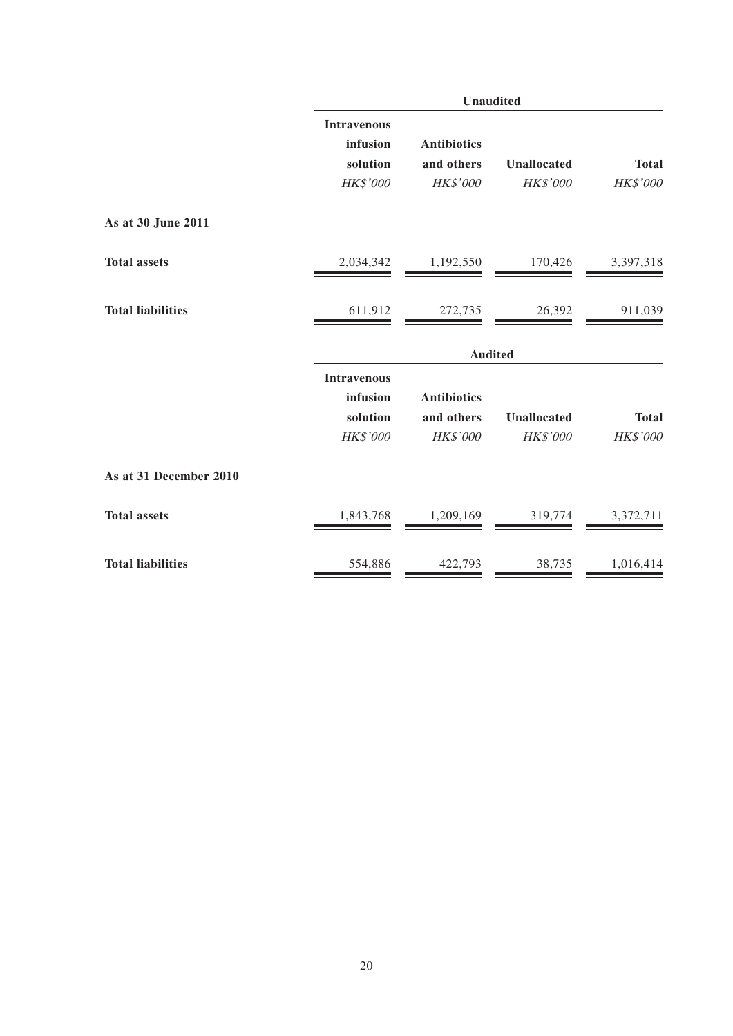| | Unaudited | | | |
|---|---|---|---|---|
| | Intravenous infusion solution | Antibiotics and others | Unallocated | Total |
| | *HK$'000* | *HK$'000* | *HK$'000* | *HK$'000* |
| **As at 30 June 2011** | | | | |
| **Total assets** | 2,034,342 | 1,192,550 | 170,426 | 3,397,318 |
| **Total liabilities** | 611,912 | 272,735 | 26,392 | 911,039 |

| | Audited | | | |
|---|---|---|---|---|
| | Intravenous infusion solution | Antibiotics and others | Unallocated | Total |
| | *HK$'000* | *HK$'000* | *HK$'000* | *HK$'000* |
| **As at 31 December 2010** | | | | |
| **Total assets** | 1,843,768 | 1,209,169 | 319,774 | 3,372,711 |
| **Total liabilities** | 554,886 | 422,793 | 38,735 | 1,016,414 |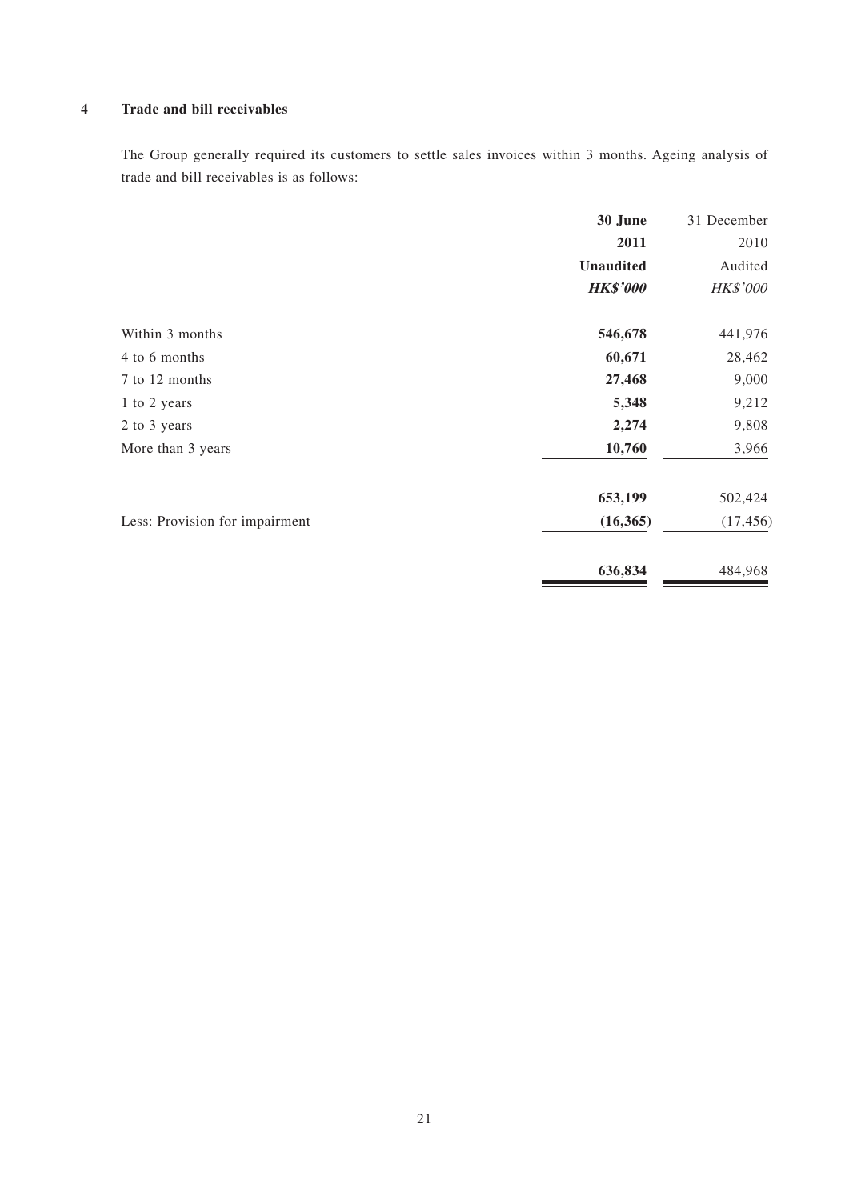## 4 Trade and bill receivables

The Group generally required its customers to settle sales invoices within 3 months. Ageing analysis of trade and bill receivables is as follows:

| | **30 June 2011** | 31 December 2010 |
|---|---|---|
| | **Unaudited** | Audited |
| | ***HK$'000*** | *HK$'000* |
| Within 3 months | **546,678** | 441,976 |
| 4 to 6 months | **60,671** | 28,462 |
| 7 to 12 months | **27,468** | 9,000 |
| 1 to 2 years | **5,348** | 9,212 |
| 2 to 3 years | **2,274** | 9,808 |
| More than 3 years | **10,760** | 3,966 |
| | **653,199** | 502,424 |
| Less: Provision for impairment | **(16,365)** | (17,456) |
| | **636,834** | 484,968 |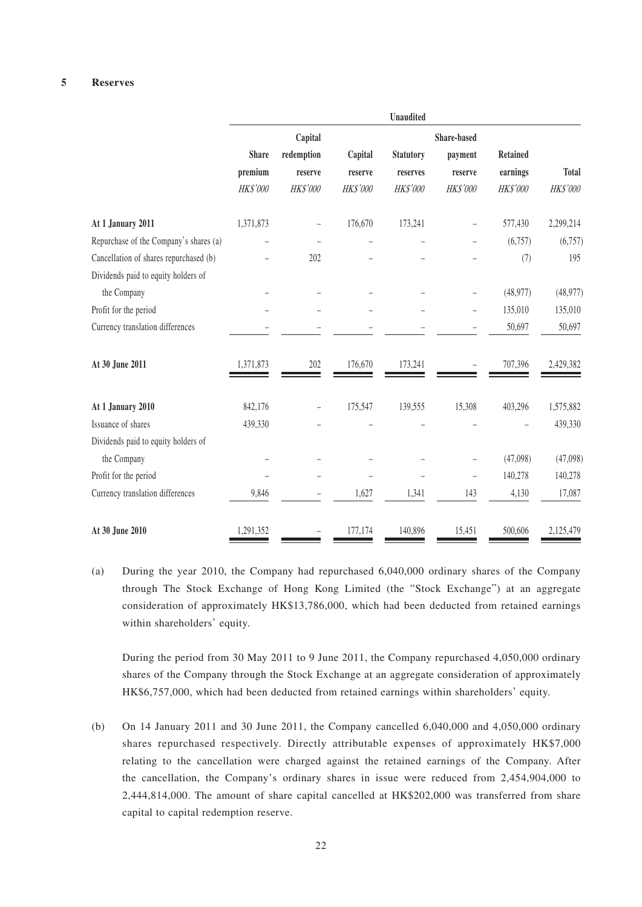**5 Reserves**

| | Unaudited | | | | | | |
|---|---|---|---|---|---|---|---|
| | Share premium | Capital redemption reserve | Capital reserve | Statutory reserves | Share-based payment reserve | Retained earnings | Total |
| | *HK$'000* | *HK$'000* | *HK$'000* | *HK$'000* | *HK$'000* | *HK$'000* | *HK$'000* |
| **At 1 January 2011** | 1,371,873 | – | 176,670 | 173,241 | – | 577,430 | 2,299,214 |
| Repurchase of the Company's shares (a) | – | – | – | – | – | (6,757) | (6,757) |
| Cancellation of shares repurchased (b) | – | 202 | – | – | – | (7) | 195 |
| Dividends paid to equity holders of the Company | – | – | – | – | – | (48,977) | (48,977) |
| Profit for the period | – | – | – | – | – | 135,010 | 135,010 |
| Currency translation differences | – | – | – | – | – | 50,697 | 50,697 |
| **At 30 June 2011** | 1,371,873 | 202 | 176,670 | 173,241 | – | 707,396 | 2,429,382 |
| **At 1 January 2010** | 842,176 | – | 175,547 | 139,555 | 15,308 | 403,296 | 1,575,882 |
| Issuance of shares | 439,330 | – | – | – | – | – | 439,330 |
| Dividends paid to equity holders of the Company | – | – | – | – | – | (47,098) | (47,098) |
| Profit for the period | – | – | – | – | – | 140,278 | 140,278 |
| Currency translation differences | 9,846 | – | 1,627 | 1,341 | 143 | 4,130 | 17,087 |
| **At 30 June 2010** | 1,291,352 | – | 177,174 | 140,896 | 15,451 | 500,606 | 2,125,479 |

(a) During the year 2010, the Company had repurchased 6,040,000 ordinary shares of the Company through The Stock Exchange of Hong Kong Limited (the "Stock Exchange") at an aggregate consideration of approximately HK$13,786,000, which had been deducted from retained earnings within shareholders' equity.

During the period from 30 May 2011 to 9 June 2011, the Company repurchased 4,050,000 ordinary shares of the Company through the Stock Exchange at an aggregate consideration of approximately HK$6,757,000, which had been deducted from retained earnings within shareholders' equity.

(b) On 14 January 2011 and 30 June 2011, the Company cancelled 6,040,000 and 4,050,000 ordinary shares repurchased respectively. Directly attributable expenses of approximately HK$7,000 relating to the cancellation were charged against the retained earnings of the Company. After the cancellation, the Company's ordinary shares in issue were reduced from 2,454,904,000 to 2,444,814,000. The amount of share capital cancelled at HK$202,000 was transferred from share capital to capital redemption reserve.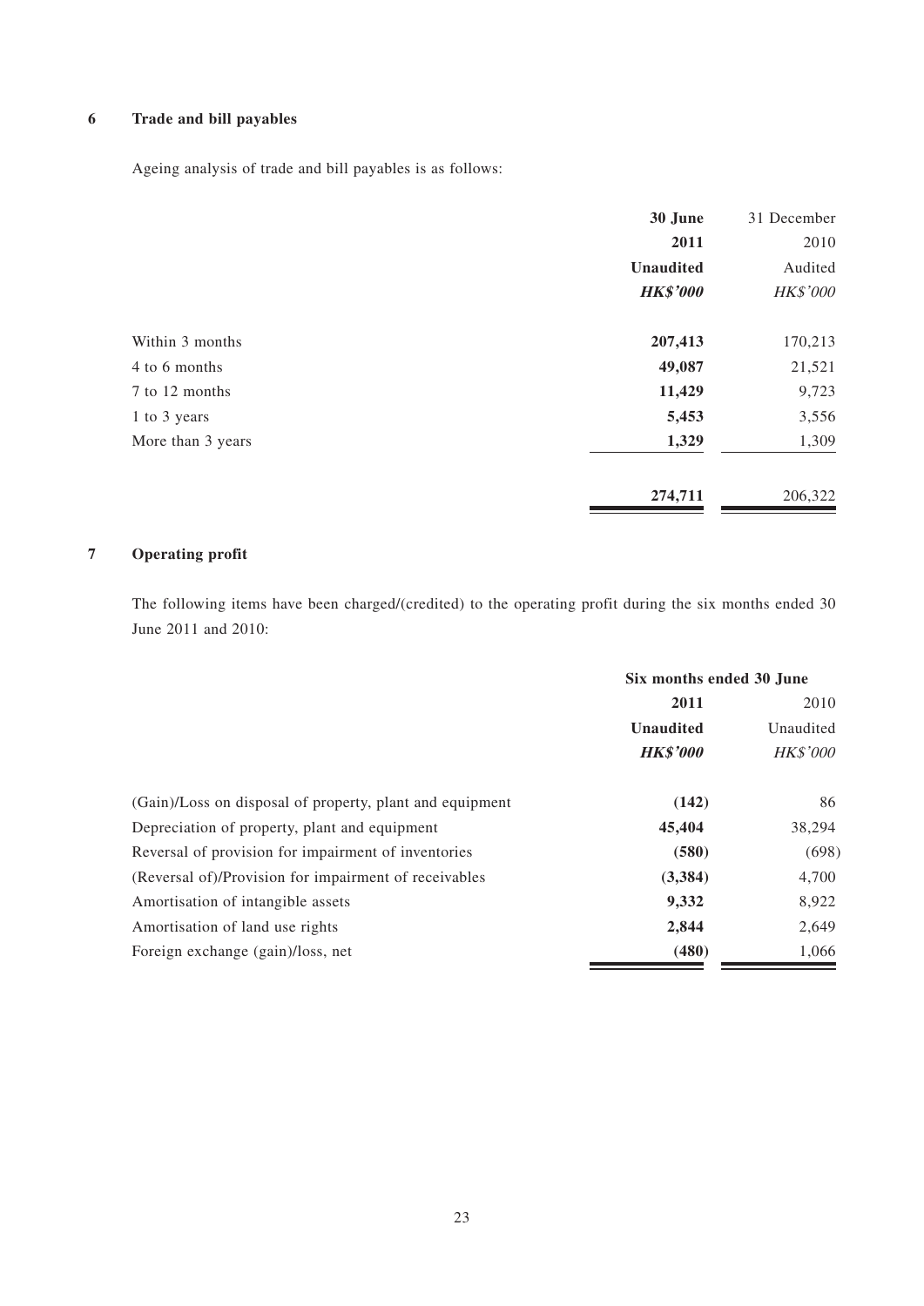## 6 Trade and bill payables

Ageing analysis of trade and bill payables is as follows:

| | **30 June 2011** | 31 December 2010 |
|---|---|---|
| | **Unaudited** | Audited |
| | ***HK$'000*** | *HK$'000* |
| Within 3 months | **207,413** | 170,213 |
| 4 to 6 months | **49,087** | 21,521 |
| 7 to 12 months | **11,429** | 9,723 |
| 1 to 3 years | **5,453** | 3,556 |
| More than 3 years | **1,329** | 1,309 |
| | **274,711** | 206,322 |

## 7 Operating profit

The following items have been charged/(credited) to the operating profit during the six months ended 30 June 2011 and 2010:

| | **Six months ended 30 June** | |
|---|---|---|
| | **2011** | 2010 |
| | **Unaudited** | Unaudited |
| | ***HK$'000*** | *HK$'000* |
| (Gain)/Loss on disposal of property, plant and equipment | **(142)** | 86 |
| Depreciation of property, plant and equipment | **45,404** | 38,294 |
| Reversal of provision for impairment of inventories | **(580)** | (698) |
| (Reversal of)/Provision for impairment of receivables | **(3,384)** | 4,700 |
| Amortisation of intangible assets | **9,332** | 8,922 |
| Amortisation of land use rights | **2,844** | 2,649 |
| Foreign exchange (gain)/loss, net | **(480)** | 1,066 |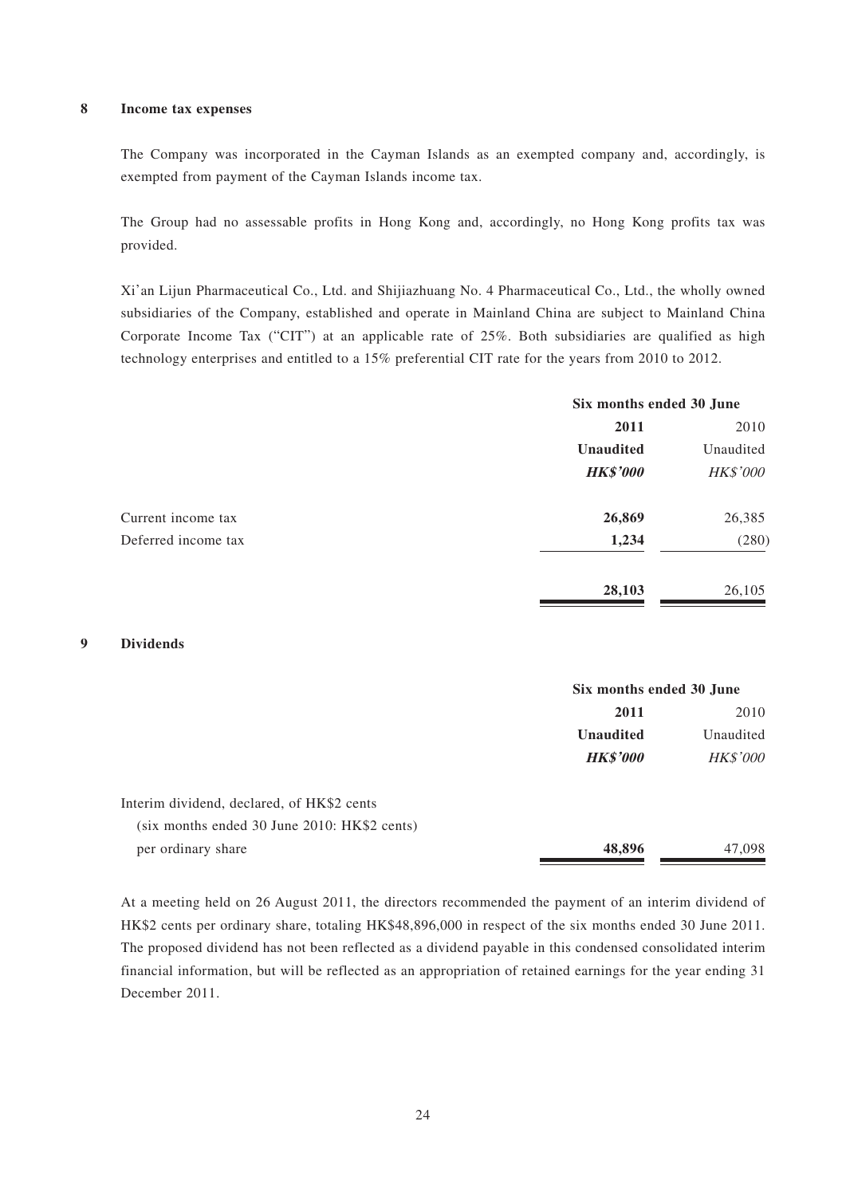## 8 Income tax expenses

The Company was incorporated in the Cayman Islands as an exempted company and, accordingly, is exempted from payment of the Cayman Islands income tax.

The Group had no assessable profits in Hong Kong and, accordingly, no Hong Kong profits tax was provided.

Xi'an Lijun Pharmaceutical Co., Ltd. and Shijiazhuang No. 4 Pharmaceutical Co., Ltd., the wholly owned subsidiaries of the Company, established and operate in Mainland China are subject to Mainland China Corporate Income Tax ("CIT") at an applicable rate of 25%. Both subsidiaries are qualified as high technology enterprises and entitled to a 15% preferential CIT rate for the years from 2010 to 2012.

| | Six months ended 30 June | |
|---|---|---|
| | **2011** | 2010 |
| | **Unaudited** | Unaudited |
| | ***HK$'000*** | *HK$'000* |
| Current income tax | **26,869** | 26,385 |
| Deferred income tax | **1,234** | (280) |
| | **28,103** | 26,105 |

## 9 Dividends

| | Six months ended 30 June | |
|---|---|---|
| | **2011** | 2010 |
| | **Unaudited** | Unaudited |
| | ***HK$'000*** | *HK$'000* |
| Interim dividend, declared, of HK$2 cents (six months ended 30 June 2010: HK$2 cents) per ordinary share | **48,896** | 47,098 |

At a meeting held on 26 August 2011, the directors recommended the payment of an interim dividend of HK$2 cents per ordinary share, totaling HK$48,896,000 in respect of the six months ended 30 June 2011. The proposed dividend has not been reflected as a dividend payable in this condensed consolidated interim financial information, but will be reflected as an appropriation of retained earnings for the year ending 31 December 2011.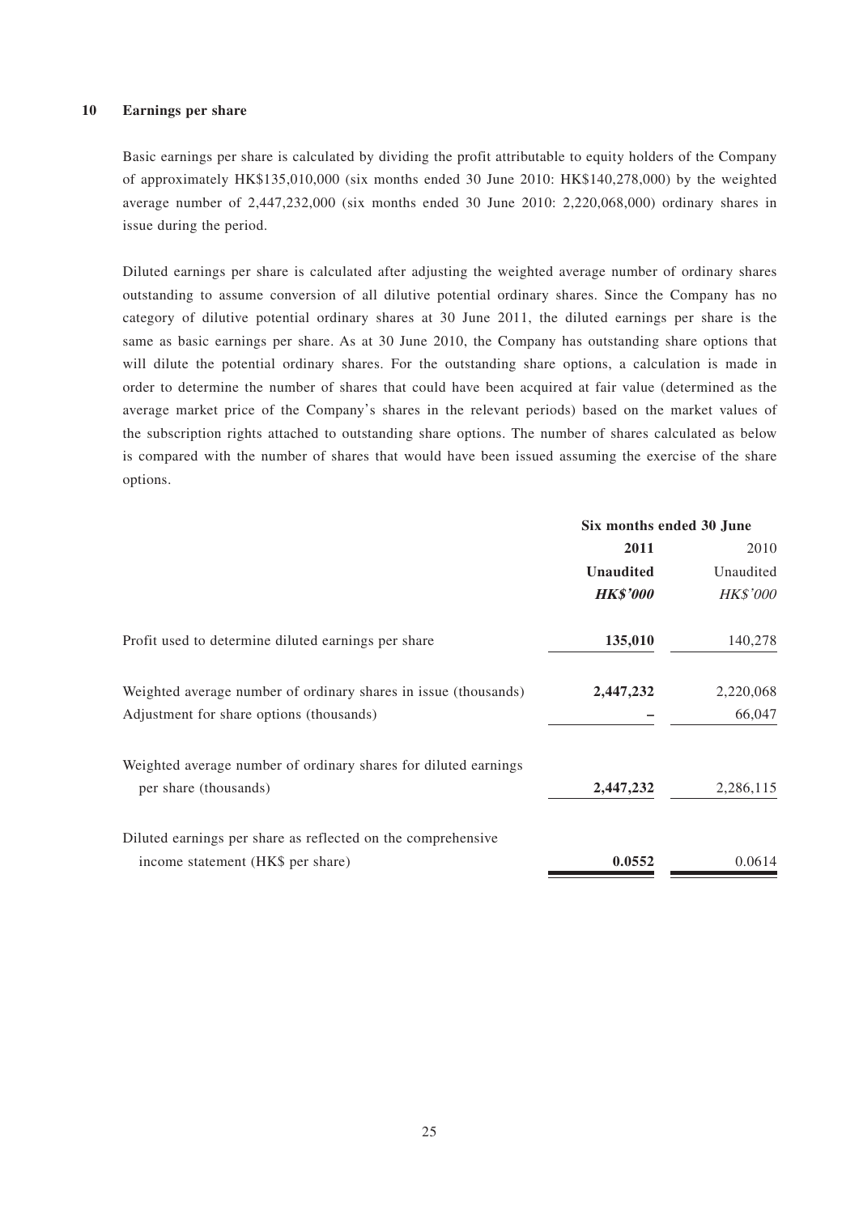## 10 Earnings per share

Basic earnings per share is calculated by dividing the profit attributable to equity holders of the Company of approximately HK$135,010,000 (six months ended 30 June 2010: HK$140,278,000) by the weighted average number of 2,447,232,000 (six months ended 30 June 2010: 2,220,068,000) ordinary shares in issue during the period.

Diluted earnings per share is calculated after adjusting the weighted average number of ordinary shares outstanding to assume conversion of all dilutive potential ordinary shares. Since the Company has no category of dilutive potential ordinary shares at 30 June 2011, the diluted earnings per share is the same as basic earnings per share. As at 30 June 2010, the Company has outstanding share options that will dilute the potential ordinary shares. For the outstanding share options, a calculation is made in order to determine the number of shares that could have been acquired at fair value (determined as the average market price of the Company's shares in the relevant periods) based on the market values of the subscription rights attached to outstanding share options. The number of shares calculated as below is compared with the number of shares that would have been issued assuming the exercise of the share options.

| | Six months ended 30 June | |
|---|---|---|
| | **2011** | 2010 |
| | **Unaudited** | Unaudited |
| | ***HK$'000*** | *HK$'000* |
| Profit used to determine diluted earnings per share | **135,010** | 140,278 |
| Weighted average number of ordinary shares in issue (thousands) | **2,447,232** | 2,220,068 |
| Adjustment for share options (thousands) | **–** | 66,047 |
| Weighted average number of ordinary shares for diluted earnings per share (thousands) | **2,447,232** | 2,286,115 |
| Diluted earnings per share as reflected on the comprehensive income statement (HK$ per share) | **0.0552** | 0.0614 |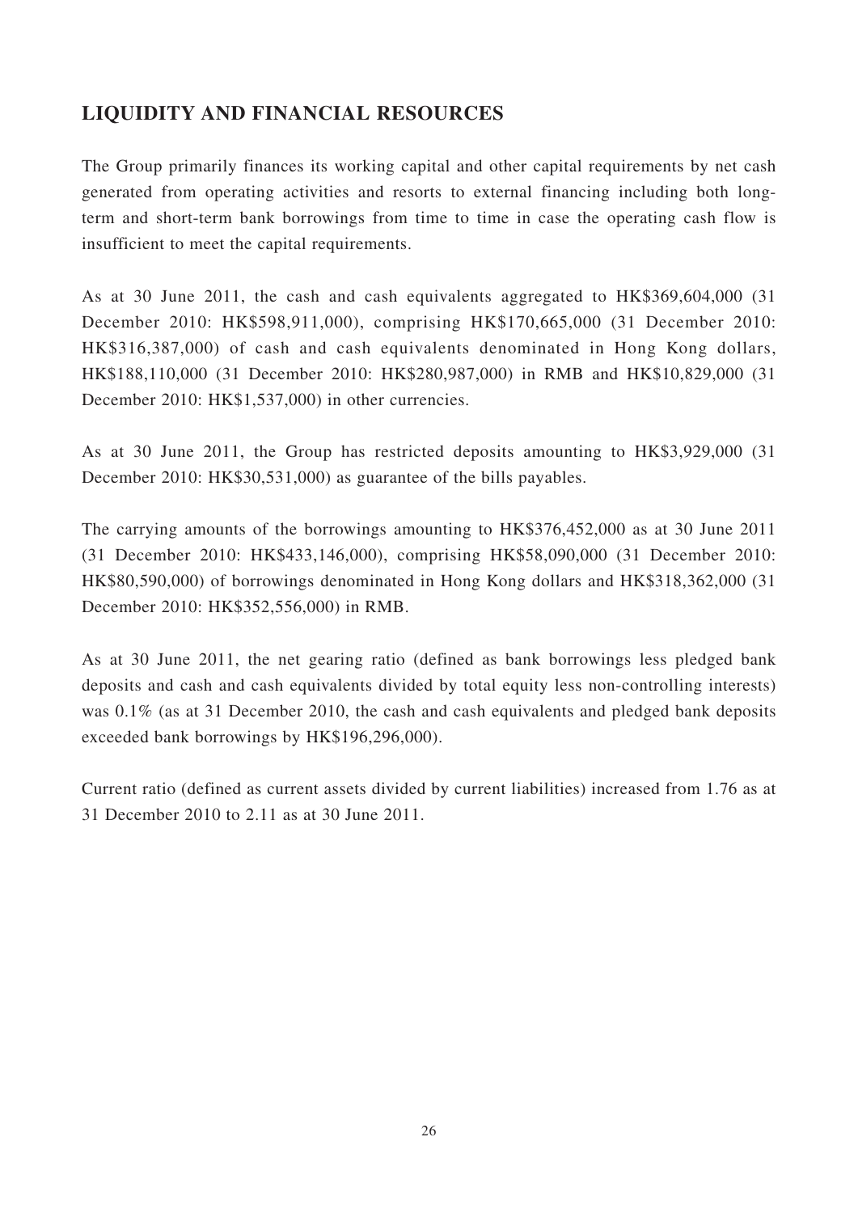## LIQUIDITY AND FINANCIAL RESOURCES

The Group primarily finances its working capital and other capital requirements by net cash generated from operating activities and resorts to external financing including both long-term and short-term bank borrowings from time to time in case the operating cash flow is insufficient to meet the capital requirements.

As at 30 June 2011, the cash and cash equivalents aggregated to HK$369,604,000 (31 December 2010: HK$598,911,000), comprising HK$170,665,000 (31 December 2010: HK$316,387,000) of cash and cash equivalents denominated in Hong Kong dollars, HK$188,110,000 (31 December 2010: HK$280,987,000) in RMB and HK$10,829,000 (31 December 2010: HK$1,537,000) in other currencies.

As at 30 June 2011, the Group has restricted deposits amounting to HK$3,929,000 (31 December 2010: HK$30,531,000) as guarantee of the bills payables.

The carrying amounts of the borrowings amounting to HK$376,452,000 as at 30 June 2011 (31 December 2010: HK$433,146,000), comprising HK$58,090,000 (31 December 2010: HK$80,590,000) of borrowings denominated in Hong Kong dollars and HK$318,362,000 (31 December 2010: HK$352,556,000) in RMB.

As at 30 June 2011, the net gearing ratio (defined as bank borrowings less pledged bank deposits and cash and cash equivalents divided by total equity less non-controlling interests) was 0.1% (as at 31 December 2010, the cash and cash equivalents and pledged bank deposits exceeded bank borrowings by HK$196,296,000).

Current ratio (defined as current assets divided by current liabilities) increased from 1.76 as at 31 December 2010 to 2.11 as at 30 June 2011.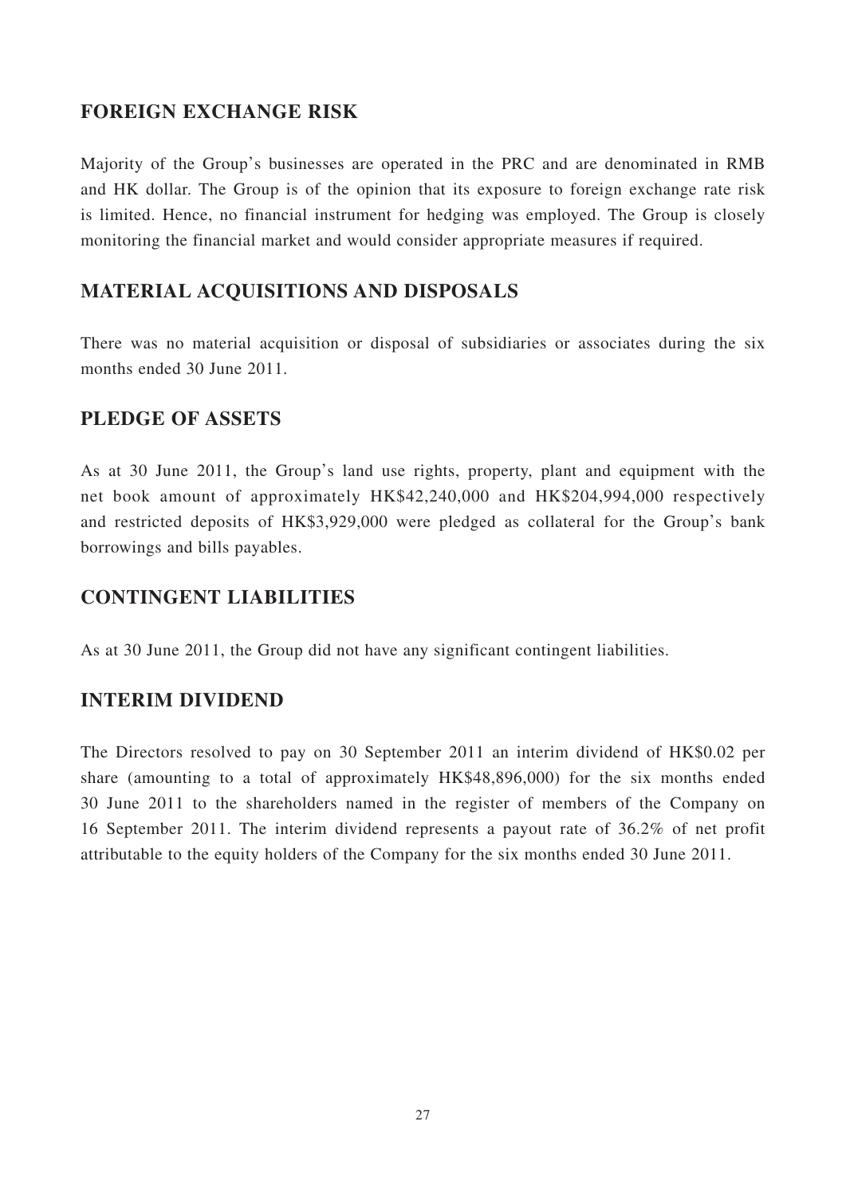## FOREIGN EXCHANGE RISK

Majority of the Group's businesses are operated in the PRC and are denominated in RMB and HK dollar. The Group is of the opinion that its exposure to foreign exchange rate risk is limited. Hence, no financial instrument for hedging was employed. The Group is closely monitoring the financial market and would consider appropriate measures if required.

## MATERIAL ACQUISITIONS AND DISPOSALS

There was no material acquisition or disposal of subsidiaries or associates during the six months ended 30 June 2011.

## PLEDGE OF ASSETS

As at 30 June 2011, the Group's land use rights, property, plant and equipment with the net book amount of approximately HK$42,240,000 and HK$204,994,000 respectively and restricted deposits of HK$3,929,000 were pledged as collateral for the Group's bank borrowings and bills payables.

## CONTINGENT LIABILITIES

As at 30 June 2011, the Group did not have any significant contingent liabilities.

## INTERIM DIVIDEND

The Directors resolved to pay on 30 September 2011 an interim dividend of HK$0.02 per share (amounting to a total of approximately HK$48,896,000) for the six months ended 30 June 2011 to the shareholders named in the register of members of the Company on 16 September 2011. The interim dividend represents a payout rate of 36.2% of net profit attributable to the equity holders of the Company for the six months ended 30 June 2011.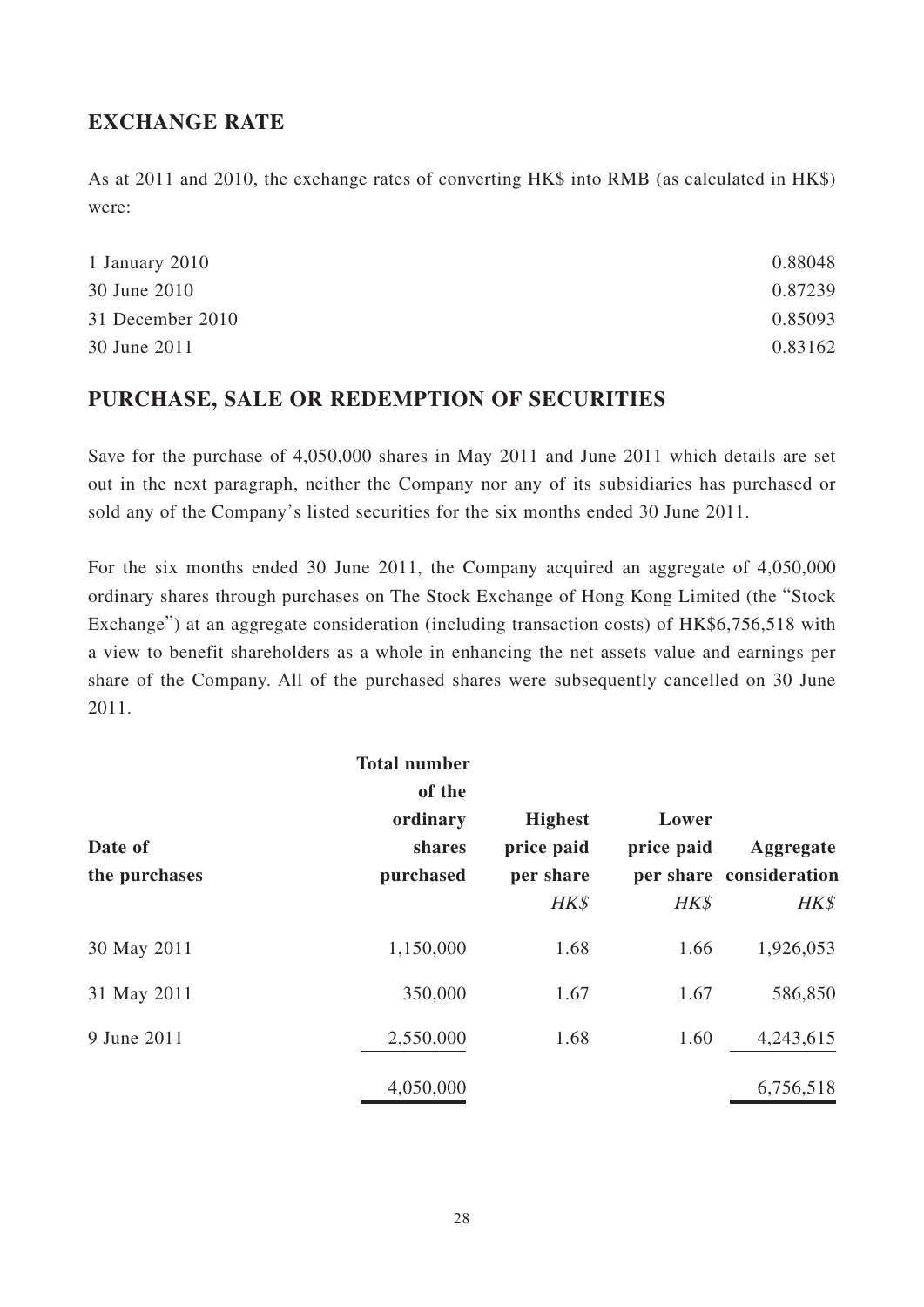## EXCHANGE RATE

As at 2011 and 2010, the exchange rates of converting HK$ into RMB (as calculated in HK$) were:

| | |
|---|---|
| 1 January 2010 | 0.88048 |
| 30 June 2010 | 0.87239 |
| 31 December 2010 | 0.85093 |
| 30 June 2011 | 0.83162 |

## PURCHASE, SALE OR REDEMPTION OF SECURITIES

Save for the purchase of 4,050,000 shares in May 2011 and June 2011 which details are set out in the next paragraph, neither the Company nor any of its subsidiaries has purchased or sold any of the Company's listed securities for the six months ended 30 June 2011.

For the six months ended 30 June 2011, the Company acquired an aggregate of 4,050,000 ordinary shares through purchases on The Stock Exchange of Hong Kong Limited (the "Stock Exchange") at an aggregate consideration (including transaction costs) of HK$6,756,518 with a view to benefit shareholders as a whole in enhancing the net assets value and earnings per share of the Company. All of the purchased shares were subsequently cancelled on 30 June 2011.

| Date of the purchases | Total number of the ordinary shares purchased | Highest price paid per share *HK$* | Lower price paid per share *HK$* | Aggregate consideration *HK$* |
|---|---|---|---|---|
| 30 May 2011 | 1,150,000 | 1.68 | 1.66 | 1,926,053 |
| 31 May 2011 | 350,000 | 1.67 | 1.67 | 586,850 |
| 9 June 2011 | 2,550,000 | 1.68 | 1.60 | 4,243,615 |
| | 4,050,000 | | | 6,756,518 |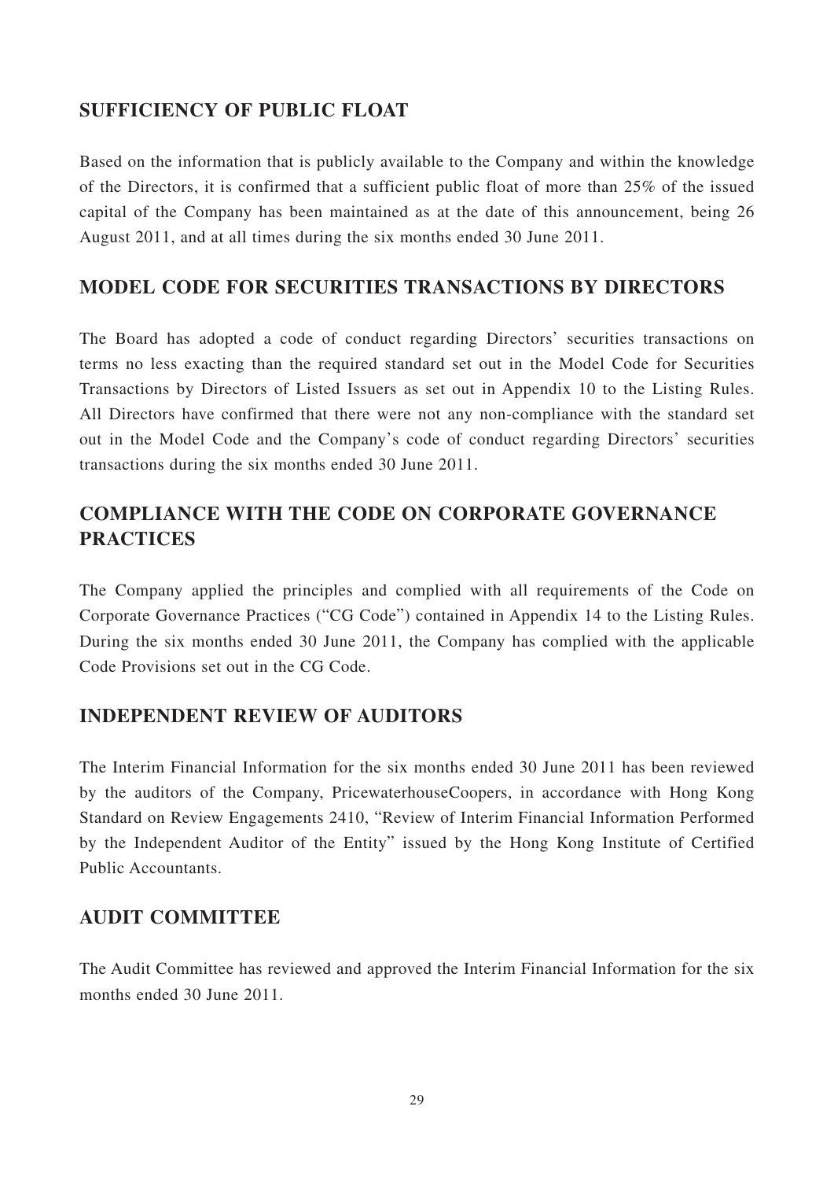## SUFFICIENCY OF PUBLIC FLOAT

Based on the information that is publicly available to the Company and within the knowledge of the Directors, it is confirmed that a sufficient public float of more than 25% of the issued capital of the Company has been maintained as at the date of this announcement, being 26 August 2011, and at all times during the six months ended 30 June 2011.

## MODEL CODE FOR SECURITIES TRANSACTIONS BY DIRECTORS

The Board has adopted a code of conduct regarding Directors' securities transactions on terms no less exacting than the required standard set out in the Model Code for Securities Transactions by Directors of Listed Issuers as set out in Appendix 10 to the Listing Rules. All Directors have confirmed that there were not any non-compliance with the standard set out in the Model Code and the Company's code of conduct regarding Directors' securities transactions during the six months ended 30 June 2011.

## COMPLIANCE WITH THE CODE ON CORPORATE GOVERNANCE PRACTICES

The Company applied the principles and complied with all requirements of the Code on Corporate Governance Practices ("CG Code") contained in Appendix 14 to the Listing Rules. During the six months ended 30 June 2011, the Company has complied with the applicable Code Provisions set out in the CG Code.

## INDEPENDENT REVIEW OF AUDITORS

The Interim Financial Information for the six months ended 30 June 2011 has been reviewed by the auditors of the Company, PricewaterhouseCoopers, in accordance with Hong Kong Standard on Review Engagements 2410, "Review of Interim Financial Information Performed by the Independent Auditor of the Entity" issued by the Hong Kong Institute of Certified Public Accountants.

## AUDIT COMMITTEE

The Audit Committee has reviewed and approved the Interim Financial Information for the six months ended 30 June 2011.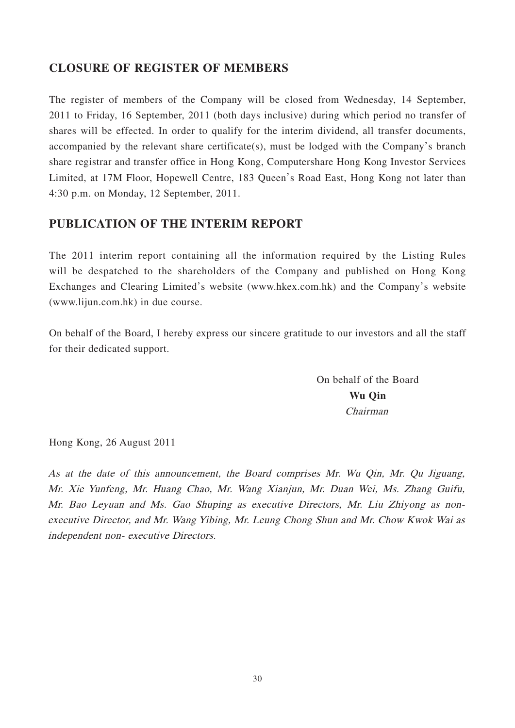## CLOSURE OF REGISTER OF MEMBERS

The register of members of the Company will be closed from Wednesday, 14 September, 2011 to Friday, 16 September, 2011 (both days inclusive) during which period no transfer of shares will be effected. In order to qualify for the interim dividend, all transfer documents, accompanied by the relevant share certificate(s), must be lodged with the Company's branch share registrar and transfer office in Hong Kong, Computershare Hong Kong Investor Services Limited, at 17M Floor, Hopewell Centre, 183 Queen's Road East, Hong Kong not later than 4:30 p.m. on Monday, 12 September, 2011.

## PUBLICATION OF THE INTERIM REPORT

The 2011 interim report containing all the information required by the Listing Rules will be despatched to the shareholders of the Company and published on Hong Kong Exchanges and Clearing Limited's website (www.hkex.com.hk) and the Company's website (www.lijun.com.hk) in due course.

On behalf of the Board, I hereby express our sincere gratitude to our investors and all the staff for their dedicated support.

On behalf of the Board
**Wu Qin**
*Chairman*

Hong Kong, 26 August 2011

*As at the date of this announcement, the Board comprises Mr. Wu Qin, Mr. Qu Jiguang, Mr. Xie Yunfeng, Mr. Huang Chao, Mr. Wang Xianjun, Mr. Duan Wei, Ms. Zhang Guifu, Mr. Bao Leyuan and Ms. Gao Shuping as executive Directors, Mr. Liu Zhiyong as non-executive Director, and Mr. Wang Yibing, Mr. Leung Chong Shun and Mr. Chow Kwok Wai as independent non- executive Directors.*